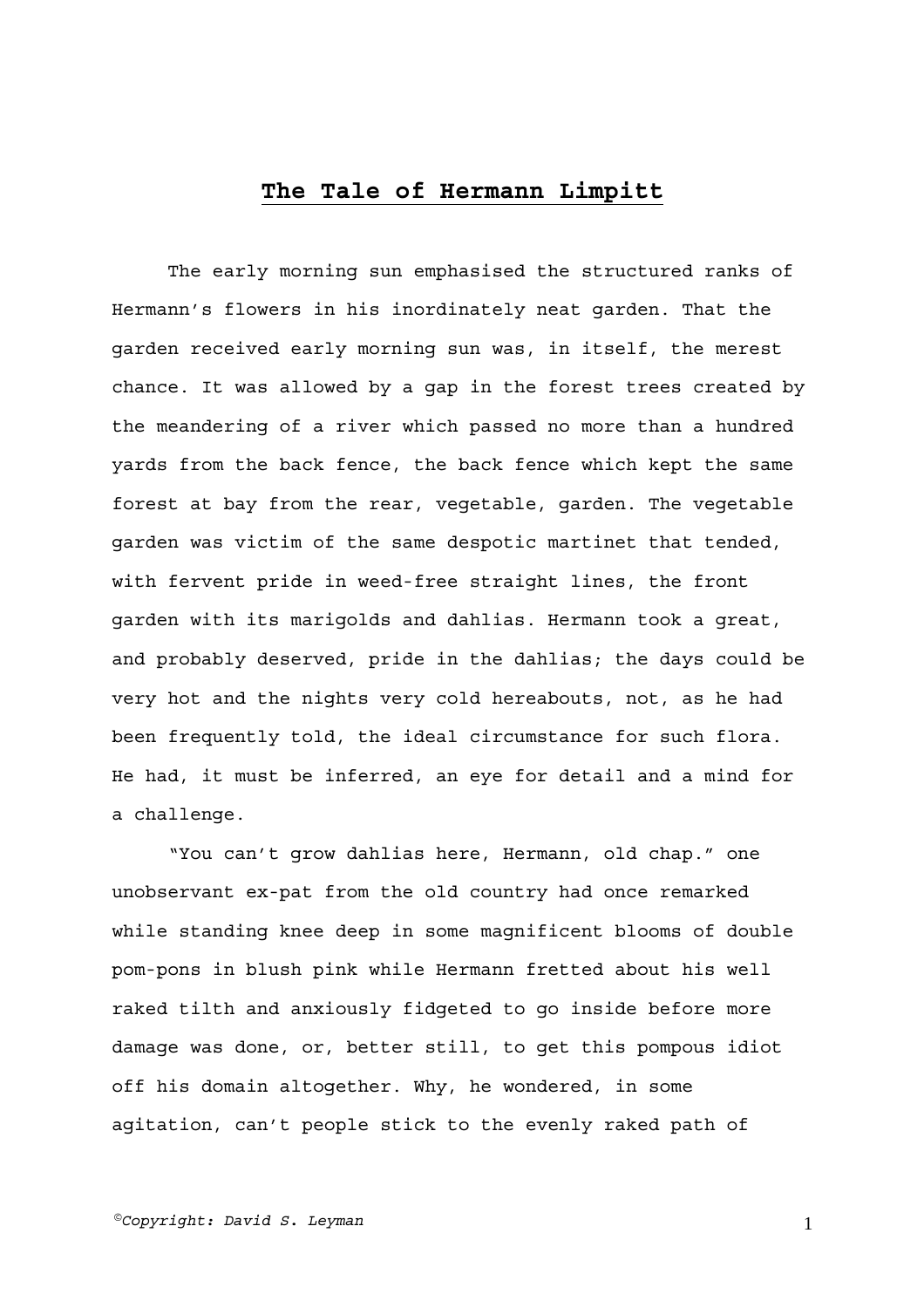# The Tale of Hermann Limpitt

The early morning sun emphasised the structured ranks of Hermann's flowers in his inordinately neat garden. That the garden received early morning sun was, in itself, the merest chance. It was allowed by a gap in the forest trees created by the meandering of a river which passed no more than a hundred yards from the back fence, the back fence which kept the same forest at bay from the rear, vegetable, garden. The vegetable garden was victim of the same despotic martinet that tended, with fervent pride in weed-free straight lines, the front garden with its marigolds and dahlias. Hermann took a great, and probably deserved, pride in the dahlias; the days could be very hot and the nights very cold hereabouts, not, as he had been frequently told, the ideal circumstance for such flora. He had, it must be inferred, an eye for detail and a mind for a challenge.

"You can't grow dahlias here, Hermann, old chap." one unobservant ex-pat from the old country had once remarked while standing knee deep in some magnificent blooms of double pom-pons in blush pink while Hermann fretted about his well raked tilth and anxiously fidgeted to go inside before more damage was done, or, better still, to get this pompous idiot off his domain altogether. Why, he wondered, in some agitation, can't people stick to the evenly raked path of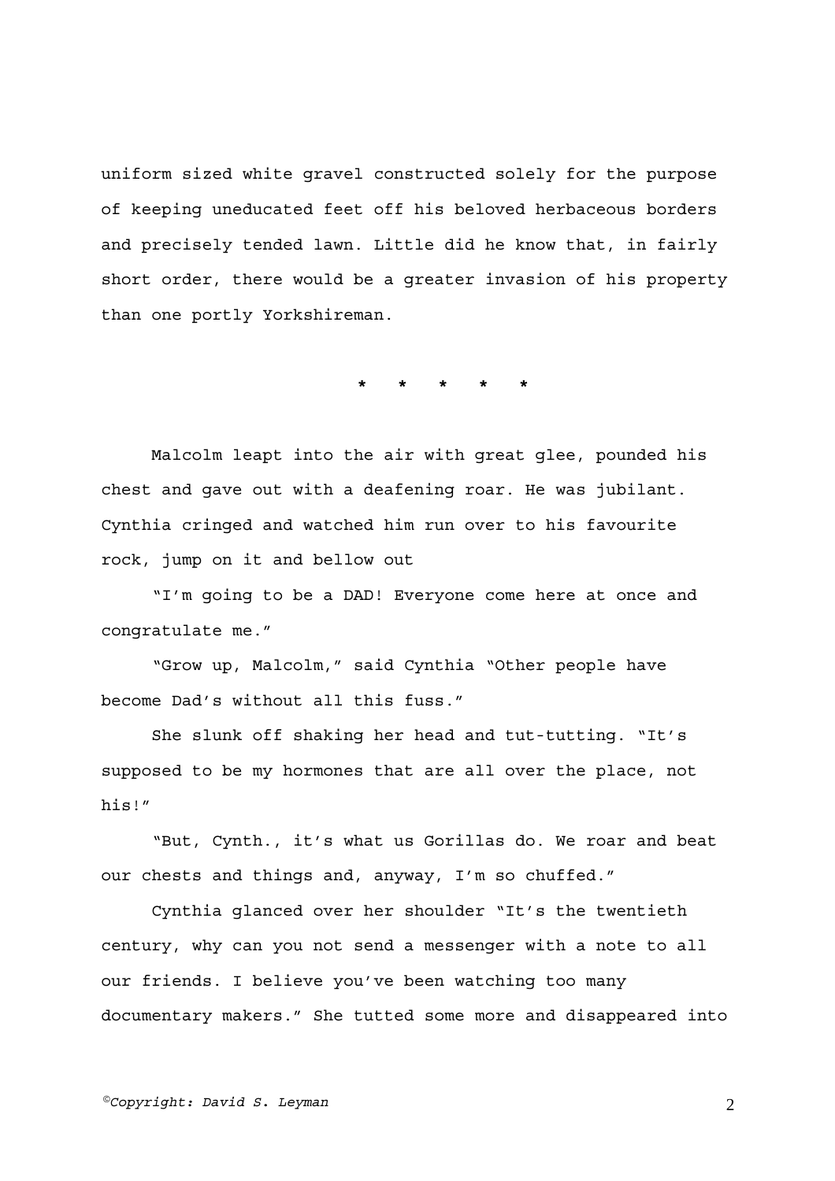uniform sized white gravel constructed solely for the purpose of keeping uneducated feet off his beloved herbaceous borders and precisely tended lawn. Little did he know that, in fairly short order, there would be a greater invasion of his property than one portly Yorkshireman.

\* \* \* \* \*

Malcolm leapt into the air with great glee, pounded his chest and gave out with a deafening roar. He was jubilant. Cynthia cringed and watched him run over to his favourite rock, jump on it and bellow out

"I'm going to be a DAD! Everyone come here at once and congratulate me."

"Grow up, Malcolm," said Cynthia "Other people have become Dad's without all this fuss."

She slunk off shaking her head and tut-tutting. "It's supposed to be my hormones that are all over the place, not his!"

"But, Cynth., it's what us Gorillas do. We roar and beat our chests and things and, anyway, I'm so chuffed."

Cynthia glanced over her shoulder "It's the twentieth century, why can you not send a messenger with a note to all our friends. I believe you've been watching too many documentary makers." She tutted some more and disappeared into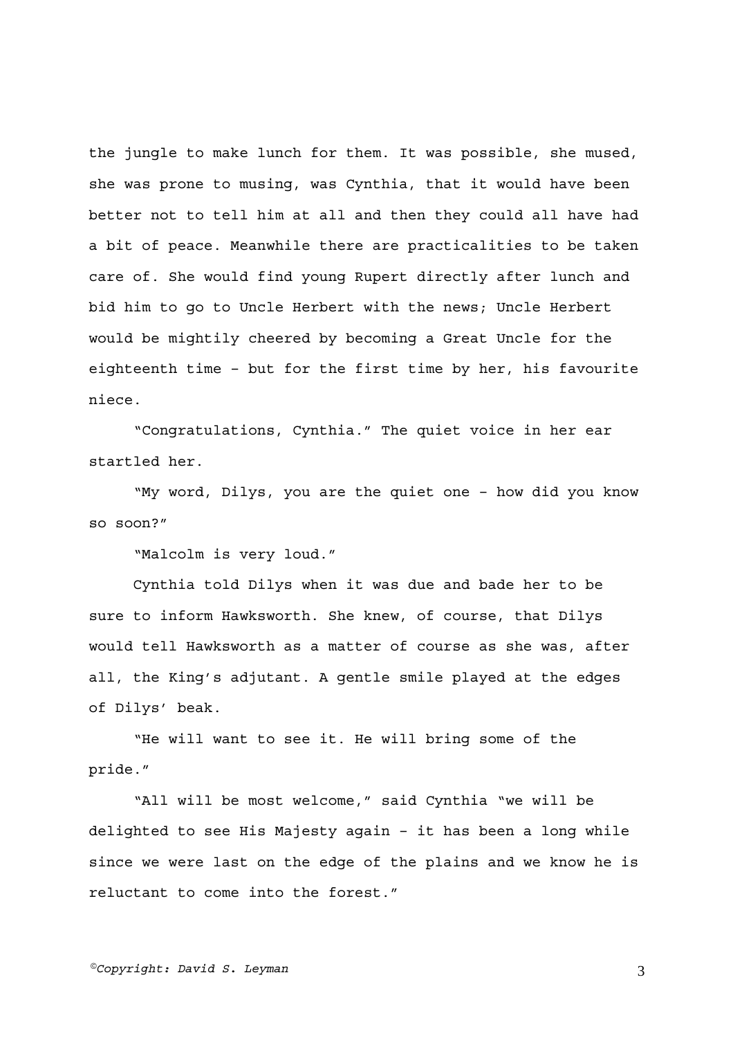the jungle to make lunch for them. It was possible, she mused, she was prone to musing, was Cynthia, that it would have been better not to tell him at all and then they could all have had a bit of peace. Meanwhile there are practicalities to be taken care of. She would find young Rupert directly after lunch and bid him to go to Uncle Herbert with the news; Uncle Herbert would be mightily cheered by becoming a Great Uncle for the eighteenth time – but for the first time by her, his favourite niece.

"Congratulations, Cynthia." The quiet voice in her ear startled her.

"My word, Dilys, you are the quiet one – how did you know so soon?"

"Malcolm is very loud."

Cynthia told Dilys when it was due and bade her to be sure to inform Hawksworth. She knew, of course, that Dilys would tell Hawksworth as a matter of course as she was, after all, the King's adjutant. A gentle smile played at the edges of Dilys' beak.

"He will want to see it. He will bring some of the pride."

"All will be most welcome," said Cynthia "we will be delighted to see His Majesty again – it has been a long while since we were last on the edge of the plains and we know he is reluctant to come into the forest."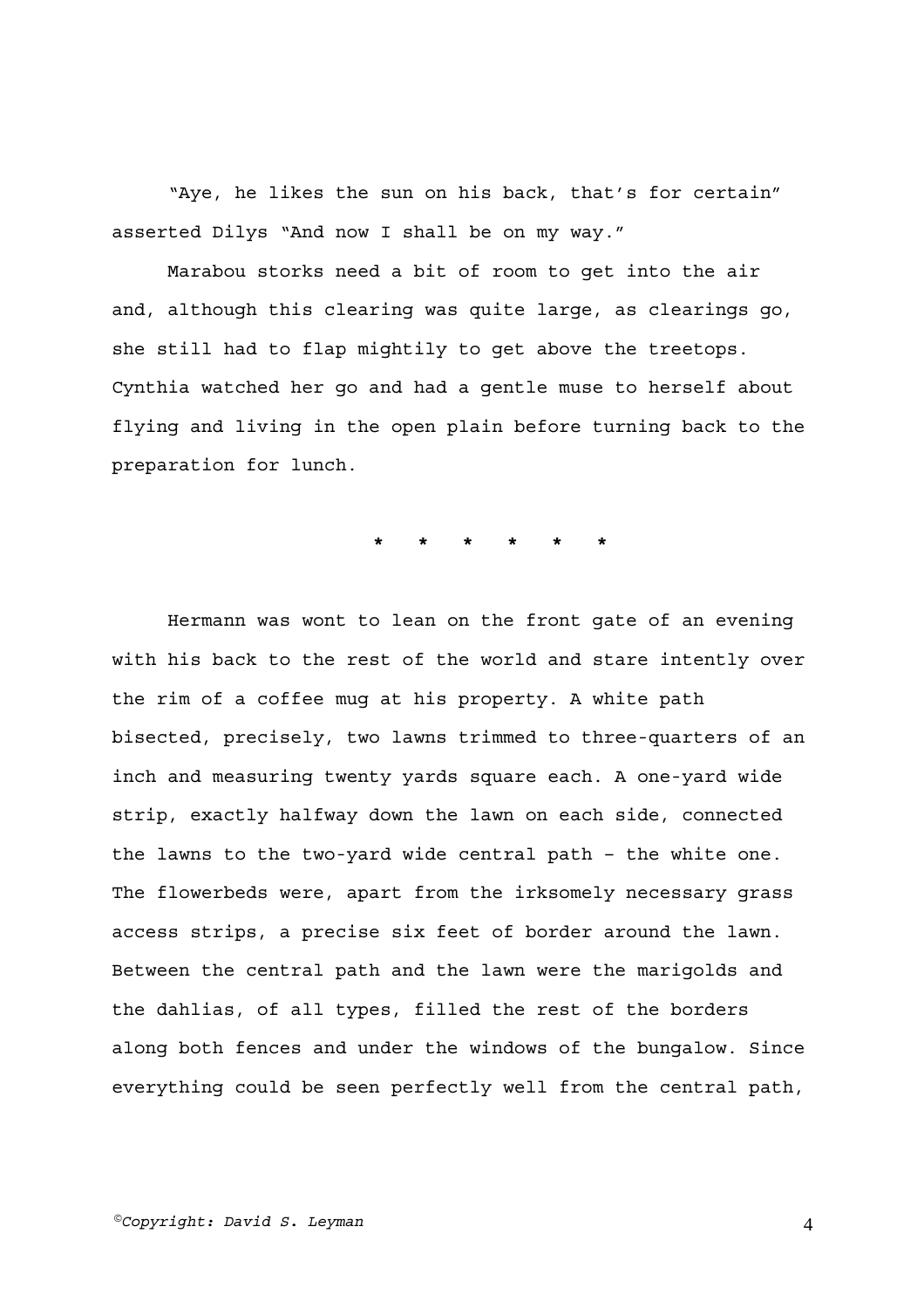"Aye, he likes the sun on his back, that's for certain" asserted Dilys "And now I shall be on my way."

Marabou storks need a bit of room to get into the air and, although this clearing was quite large, as clearings go, she still had to flap mightily to get above the treetops. Cynthia watched her go and had a gentle muse to herself about flying and living in the open plain before turning back to the preparation for lunch.

\* \* \* \* \* \*

Hermann was wont to lean on the front gate of an evening with his back to the rest of the world and stare intently over the rim of a coffee mug at his property. A white path bisected, precisely, two lawns trimmed to three-quarters of an inch and measuring twenty yards square each. A one-yard wide strip, exactly halfway down the lawn on each side, connected the lawns to the two-yard wide central path – the white one. The flowerbeds were, apart from the irksomely necessary grass access strips, a precise six feet of border around the lawn. Between the central path and the lawn were the marigolds and the dahlias, of all types, filled the rest of the borders along both fences and under the windows of the bungalow. Since everything could be seen perfectly well from the central path,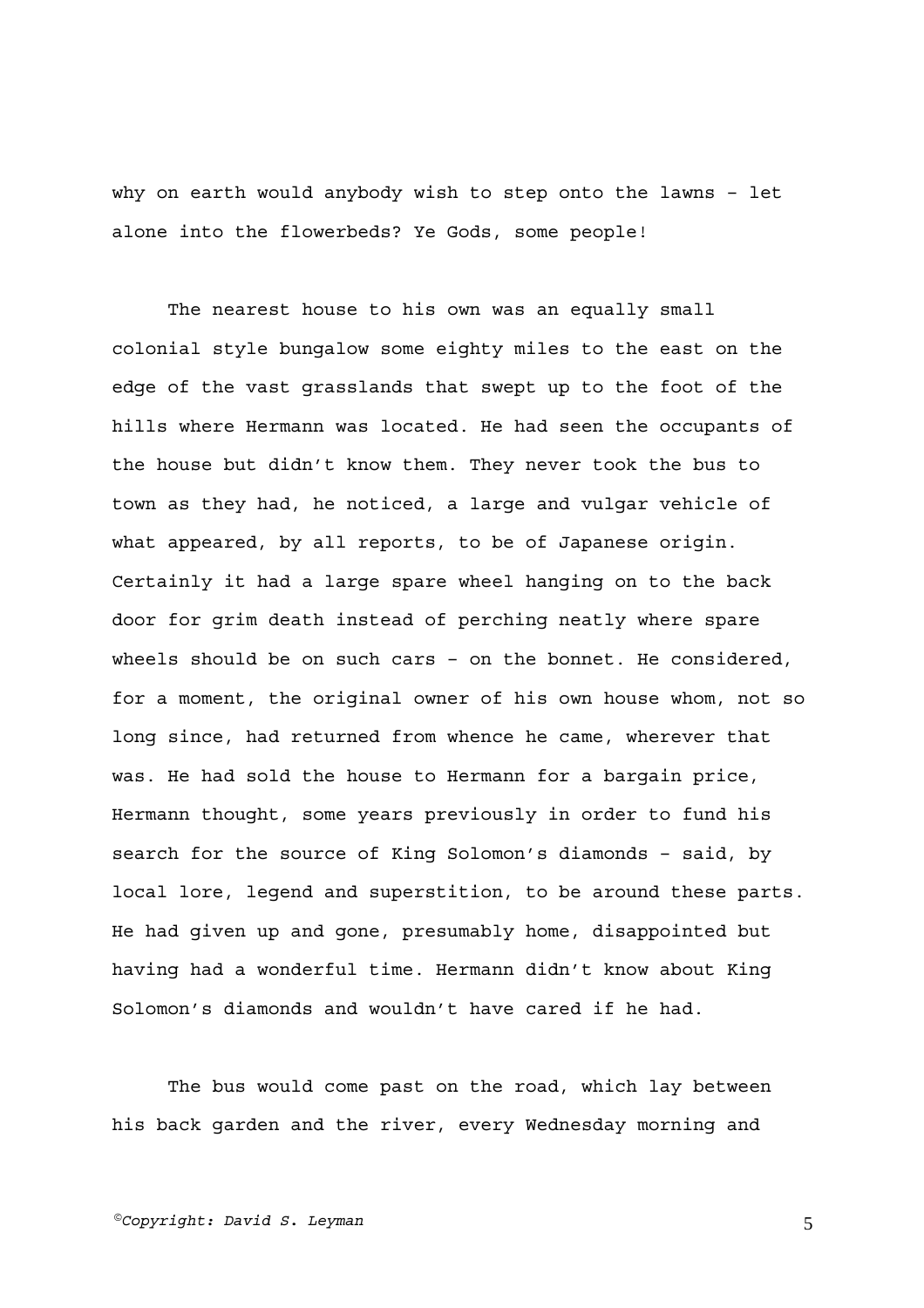why on earth would anybody wish to step onto the lawns – let alone into the flowerbeds? Ye Gods, some people!

The nearest house to his own was an equally small colonial style bungalow some eighty miles to the east on the edge of the vast grasslands that swept up to the foot of the hills where Hermann was located. He had seen the occupants of the house but didn't know them. They never took the bus to town as they had, he noticed, a large and vulgar vehicle of what appeared, by all reports, to be of Japanese origin. Certainly it had a large spare wheel hanging on to the back door for grim death instead of perching neatly where spare wheels should be on such cars – on the bonnet. He considered, for a moment, the original owner of his own house whom, not so long since, had returned from whence he came, wherever that was. He had sold the house to Hermann for a bargain price, Hermann thought, some years previously in order to fund his search for the source of King Solomon's diamonds – said, by local lore, legend and superstition, to be around these parts. He had given up and gone, presumably home, disappointed but having had a wonderful time. Hermann didn't know about King Solomon's diamonds and wouldn't have cared if he had.

The bus would come past on the road, which lay between his back garden and the river, every Wednesday morning and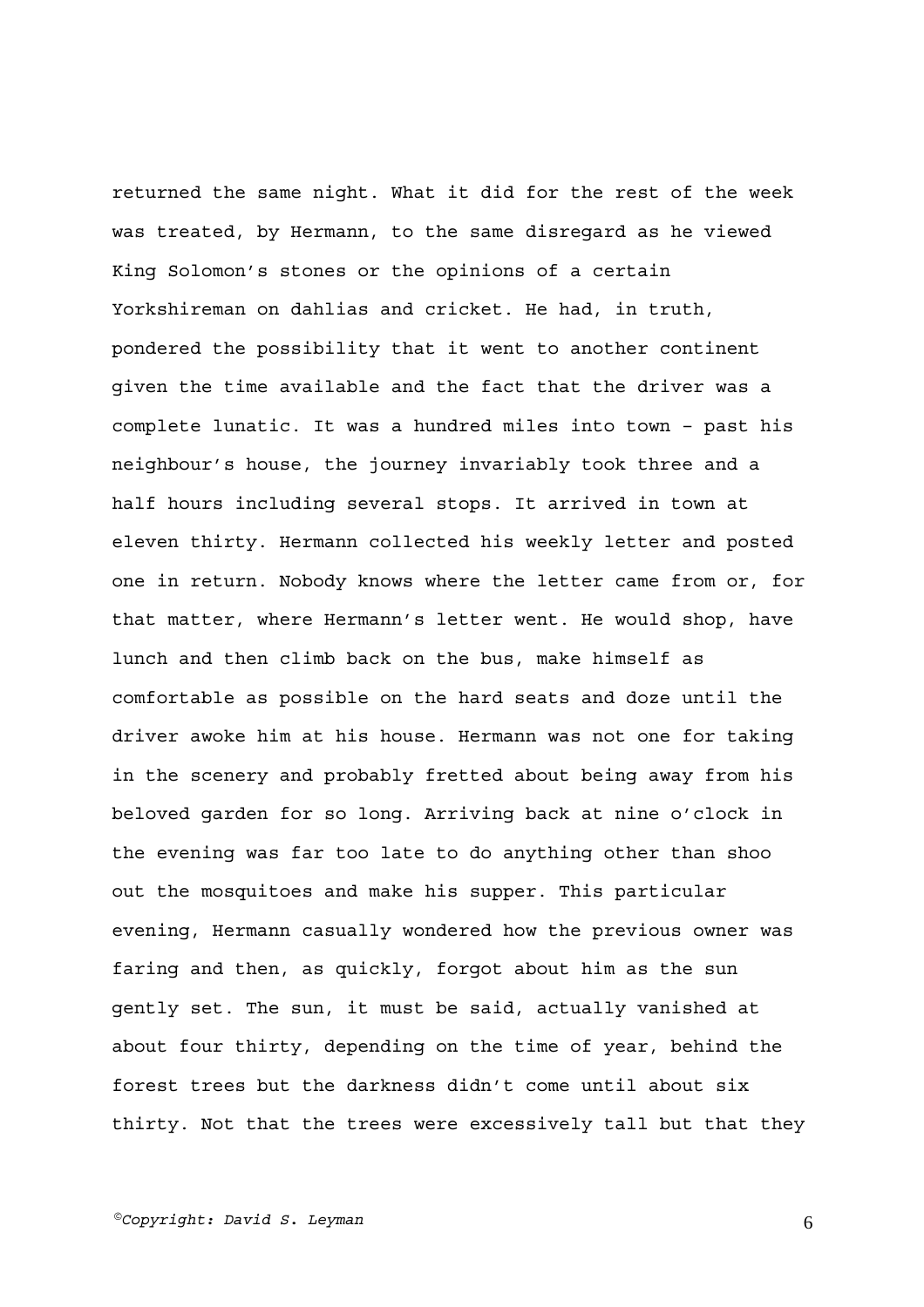returned the same night. What it did for the rest of the week was treated, by Hermann, to the same disregard as he viewed King Solomon's stones or the opinions of a certain Yorkshireman on dahlias and cricket. He had, in truth, pondered the possibility that it went to another continent given the time available and the fact that the driver was a complete lunatic. It was a hundred miles into town – past his neighbour's house, the journey invariably took three and a half hours including several stops. It arrived in town at eleven thirty. Hermann collected his weekly letter and posted one in return. Nobody knows where the letter came from or, for that matter, where Hermann's letter went. He would shop, have lunch and then climb back on the bus, make himself as comfortable as possible on the hard seats and doze until the driver awoke him at his house. Hermann was not one for taking in the scenery and probably fretted about being away from his beloved garden for so long. Arriving back at nine o'clock in the evening was far too late to do anything other than shoo out the mosquitoes and make his supper. This particular evening, Hermann casually wondered how the previous owner was faring and then, as quickly, forgot about him as the sun gently set. The sun, it must be said, actually vanished at about four thirty, depending on the time of year, behind the forest trees but the darkness didn't come until about six thirty. Not that the trees were excessively tall but that they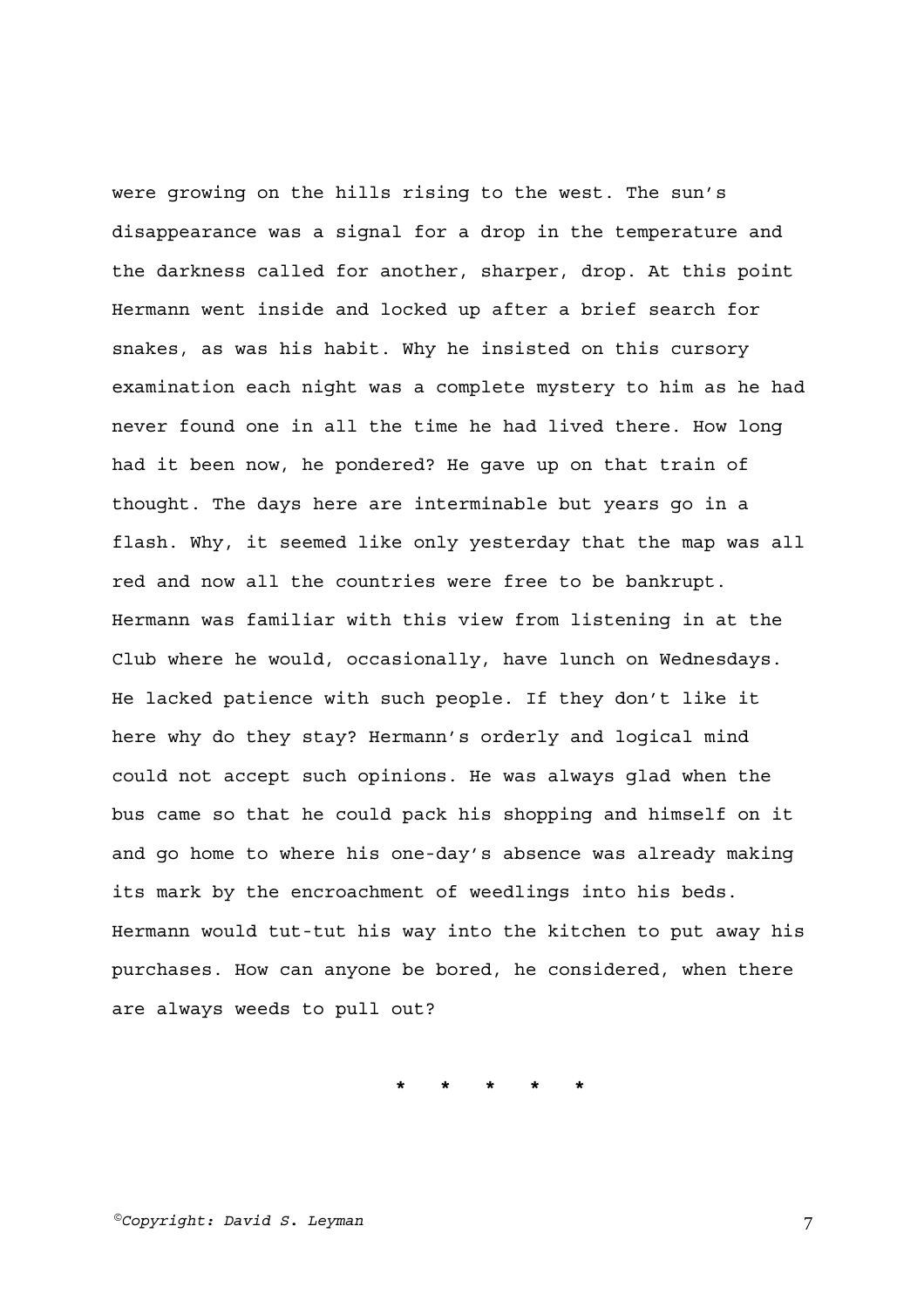were growing on the hills rising to the west. The sun's disappearance was a signal for a drop in the temperature and the darkness called for another, sharper, drop. At this point Hermann went inside and locked up after a brief search for snakes, as was his habit. Why he insisted on this cursory examination each night was a complete mystery to him as he had never found one in all the time he had lived there. How long had it been now, he pondered? He gave up on that train of thought. The days here are interminable but years go in a flash. Why, it seemed like only yesterday that the map was all red and now all the countries were free to be bankrupt. Hermann was familiar with this view from listening in at the Club where he would, occasionally, have lunch on Wednesdays. He lacked patience with such people. If they don't like it here why do they stay? Hermann's orderly and logical mind could not accept such opinions. He was always glad when the bus came so that he could pack his shopping and himself on it and go home to where his one-day's absence was already making its mark by the encroachment of weedlings into his beds. Hermann would tut-tut his way into the kitchen to put away his purchases. How can anyone be bored, he considered, when there are always weeds to pull out?

* * * * *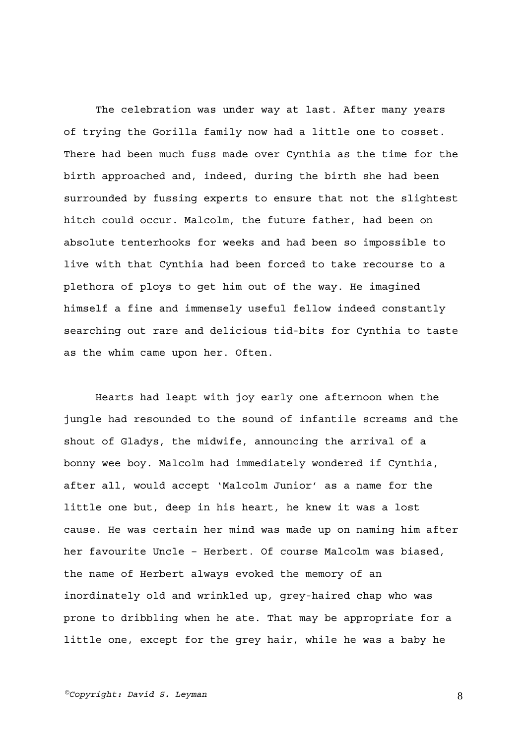The celebration was under way at last. After many years of trying the Gorilla family now had a little one to cosset. There had been much fuss made over Cynthia as the time for the birth approached and, indeed, during the birth she had been surrounded by fussing experts to ensure that not the slightest hitch could occur. Malcolm, the future father, had been on absolute tenterhooks for weeks and had been so impossible to live with that Cynthia had been forced to take recourse to a plethora of ploys to get him out of the way. He imagined himself a fine and immensely useful fellow indeed constantly searching out rare and delicious tid-bits for Cynthia to taste as the whim came upon her. Often.

Hearts had leapt with joy early one afternoon when the jungle had resounded to the sound of infantile screams and the shout of Gladys, the midwife, announcing the arrival of a bonny wee boy. Malcolm had immediately wondered if Cynthia, after all, would accept 'Malcolm Junior' as a name for the little one but, deep in his heart, he knew it was a lost cause. He was certain her mind was made up on naming him after her favourite Uncle – Herbert. Of course Malcolm was biased, the name of Herbert always evoked the memory of an inordinately old and wrinkled up, grey-haired chap who was prone to dribbling when he ate. That may be appropriate for a little one, except for the grey hair, while he was a baby he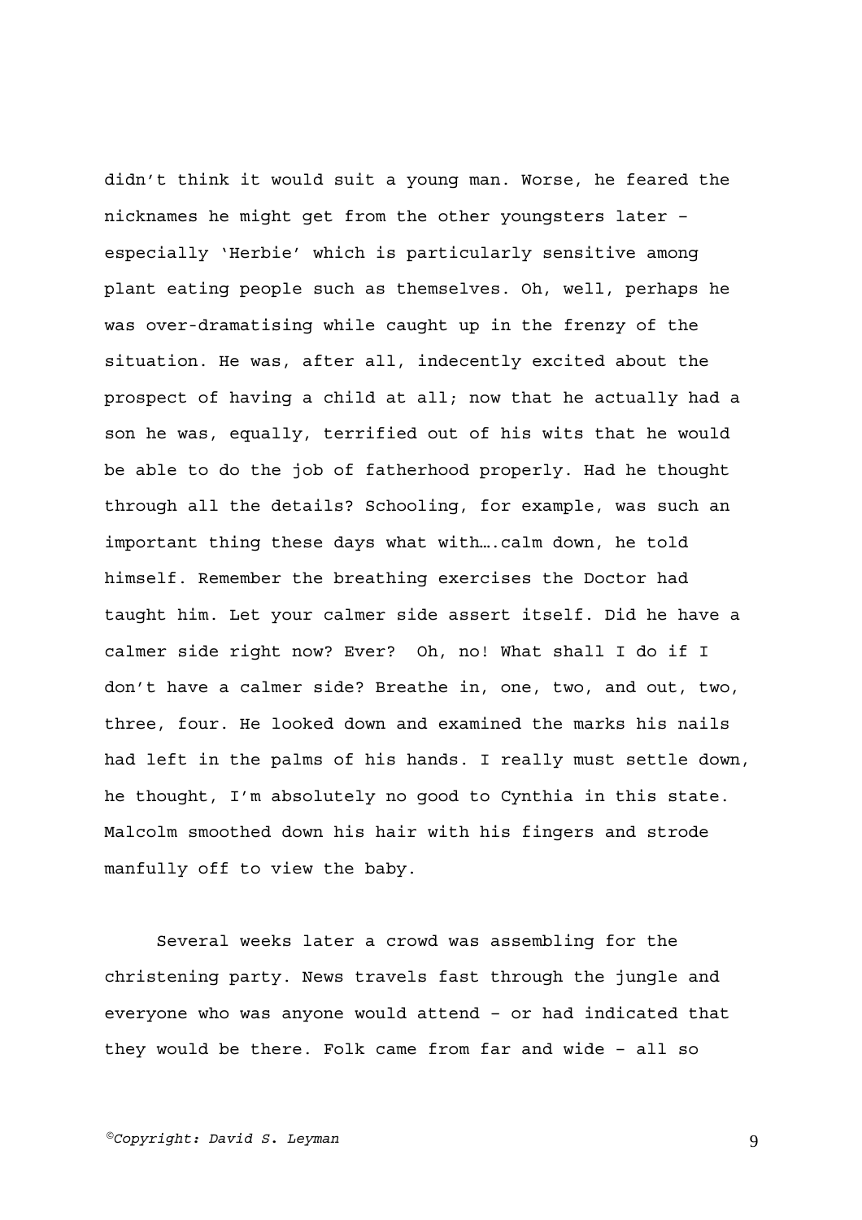didn't think it would suit a young man. Worse, he feared the nicknames he might get from the other youngsters later – especially 'Herbie' which is particularly sensitive among plant eating people such as themselves. Oh, well, perhaps he was over-dramatising while caught up in the frenzy of the situation. He was, after all, indecently excited about the prospect of having a child at all; now that he actually had a son he was, equally, terrified out of his wits that he would be able to do the job of fatherhood properly. Had he thought through all the details? Schooling, for example, was such an important thing these days what with….calm down, he told himself. Remember the breathing exercises the Doctor had taught him. Let your calmer side assert itself. Did he have a calmer side right now? Ever?  Oh, no! What shall I do if I don't have a calmer side? Breathe in, one, two, and out, two, three, four. He looked down and examined the marks his nails had left in the palms of his hands. I really must settle down, he thought, I'm absolutely no good to Cynthia in this state. Malcolm smoothed down his hair with his fingers and strode manfully off to view the baby.

Several weeks later a crowd was assembling for the christening party. News travels fast through the jungle and everyone who was anyone would attend – or had indicated that they would be there. Folk came from far and wide – all so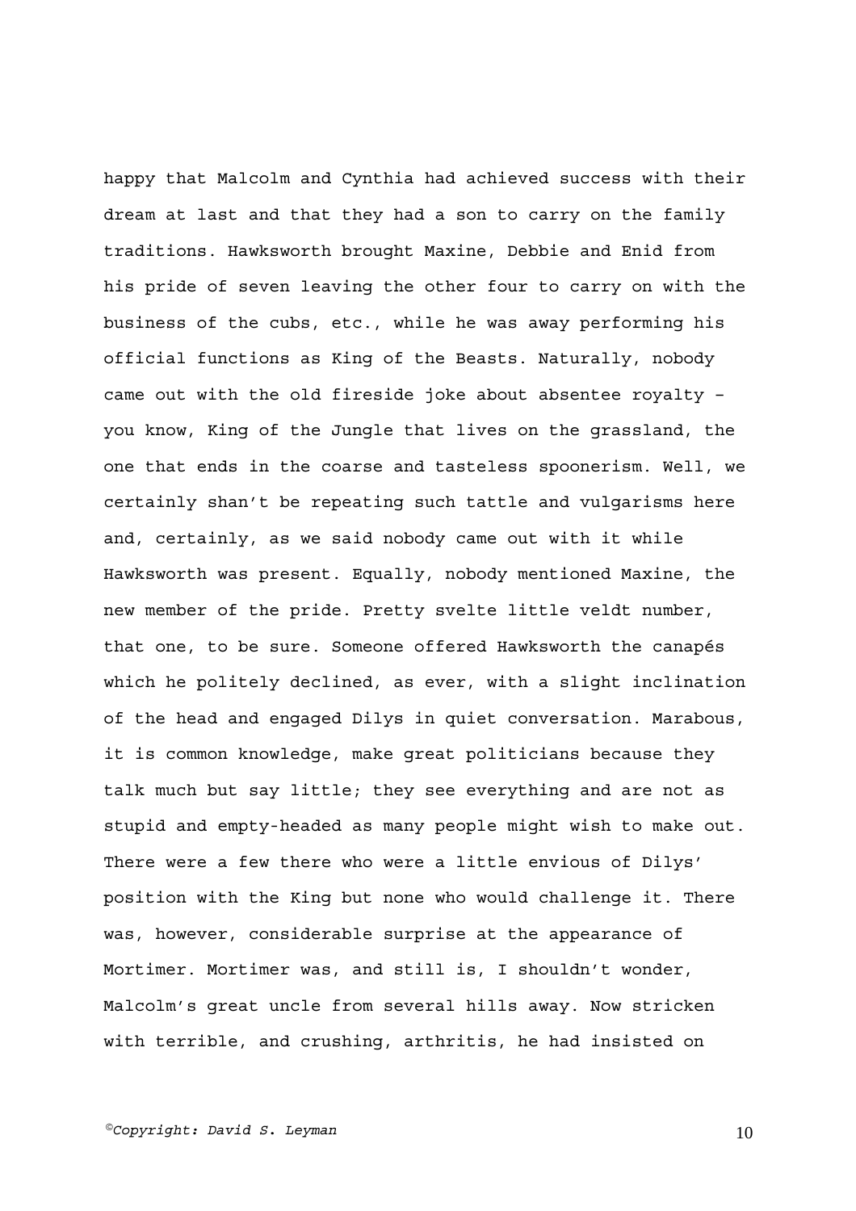happy that Malcolm and Cynthia had achieved success with their dream at last and that they had a son to carry on the family traditions. Hawksworth brought Maxine, Debbie and Enid from his pride of seven leaving the other four to carry on with the business of the cubs, etc., while he was away performing his official functions as King of the Beasts. Naturally, nobody came out with the old fireside joke about absentee royalty – you know, King of the Jungle that lives on the grassland, the one that ends in the coarse and tasteless spoonerism. Well, we certainly shan't be repeating such tattle and vulgarisms here and, certainly, as we said nobody came out with it while Hawksworth was present. Equally, nobody mentioned Maxine, the new member of the pride. Pretty svelte little veldt number, that one, to be sure. Someone offered Hawksworth the canapés which he politely declined, as ever, with a slight inclination of the head and engaged Dilys in quiet conversation. Marabous, it is common knowledge, make great politicians because they talk much but say little; they see everything and are not as stupid and empty-headed as many people might wish to make out. There were a few there who were a little envious of Dilys' position with the King but none who would challenge it. There was, however, considerable surprise at the appearance of Mortimer. Mortimer was, and still is, I shouldn't wonder, Malcolm's great uncle from several hills away. Now stricken with terrible, and crushing, arthritis, he had insisted on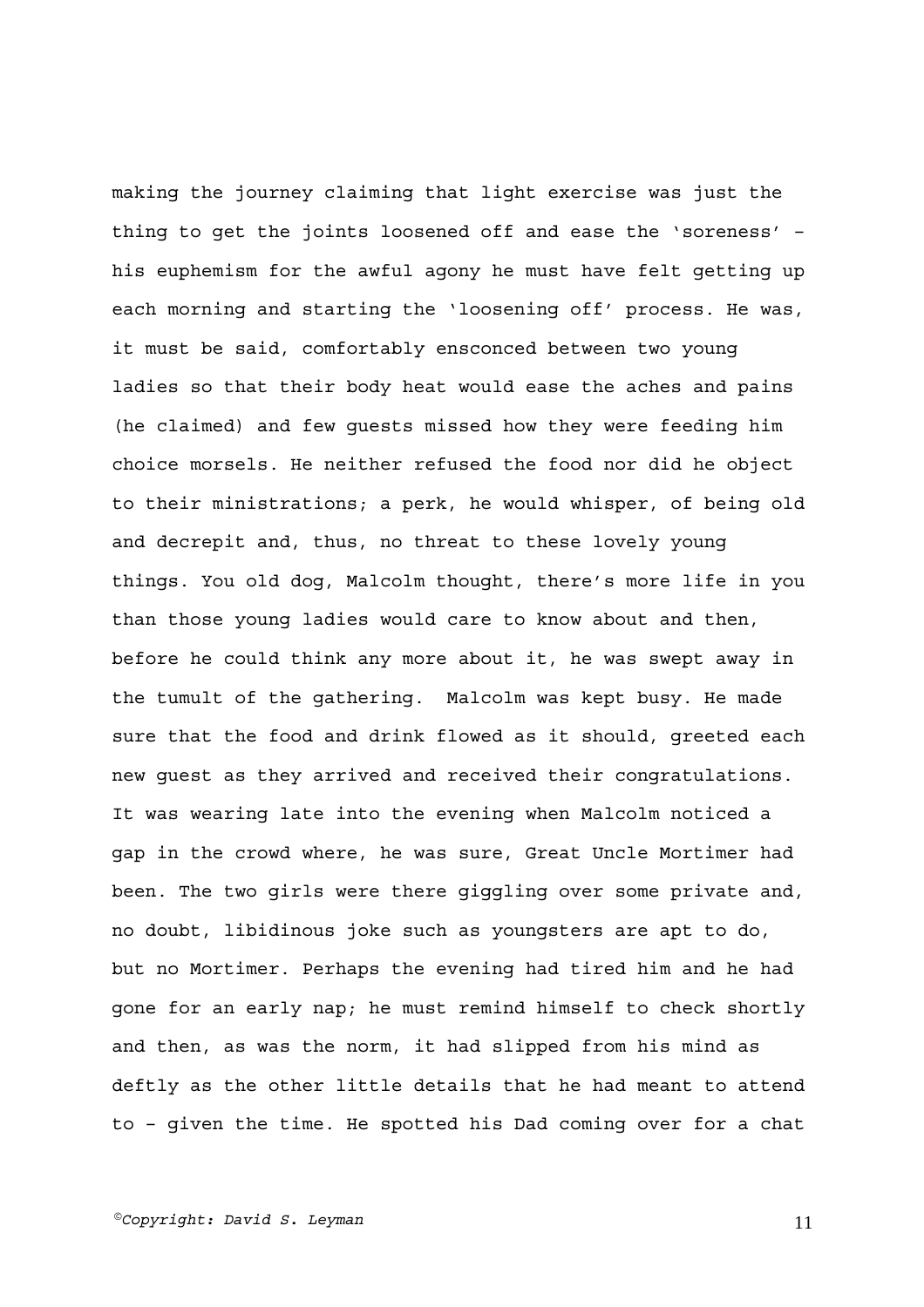making the journey claiming that light exercise was just the thing to get the joints loosened off and ease the 'soreness' – his euphemism for the awful agony he must have felt getting up each morning and starting the 'loosening off' process. He was, it must be said, comfortably ensconced between two young ladies so that their body heat would ease the aches and pains (he claimed) and few guests missed how they were feeding him choice morsels. He neither refused the food nor did he object to their ministrations; a perk, he would whisper, of being old and decrepit and, thus, no threat to these lovely young things. You old dog, Malcolm thought, there's more life in you than those young ladies would care to know about and then, before he could think any more about it, he was swept away in the tumult of the gathering.  Malcolm was kept busy. He made sure that the food and drink flowed as it should, greeted each new guest as they arrived and received their congratulations. It was wearing late into the evening when Malcolm noticed a gap in the crowd where, he was sure, Great Uncle Mortimer had been. The two girls were there giggling over some private and, no doubt, libidinous joke such as youngsters are apt to do, but no Mortimer. Perhaps the evening had tired him and he had gone for an early nap; he must remind himself to check shortly and then, as was the norm, it had slipped from his mind as deftly as the other little details that he had meant to attend to – given the time. He spotted his Dad coming over for a chat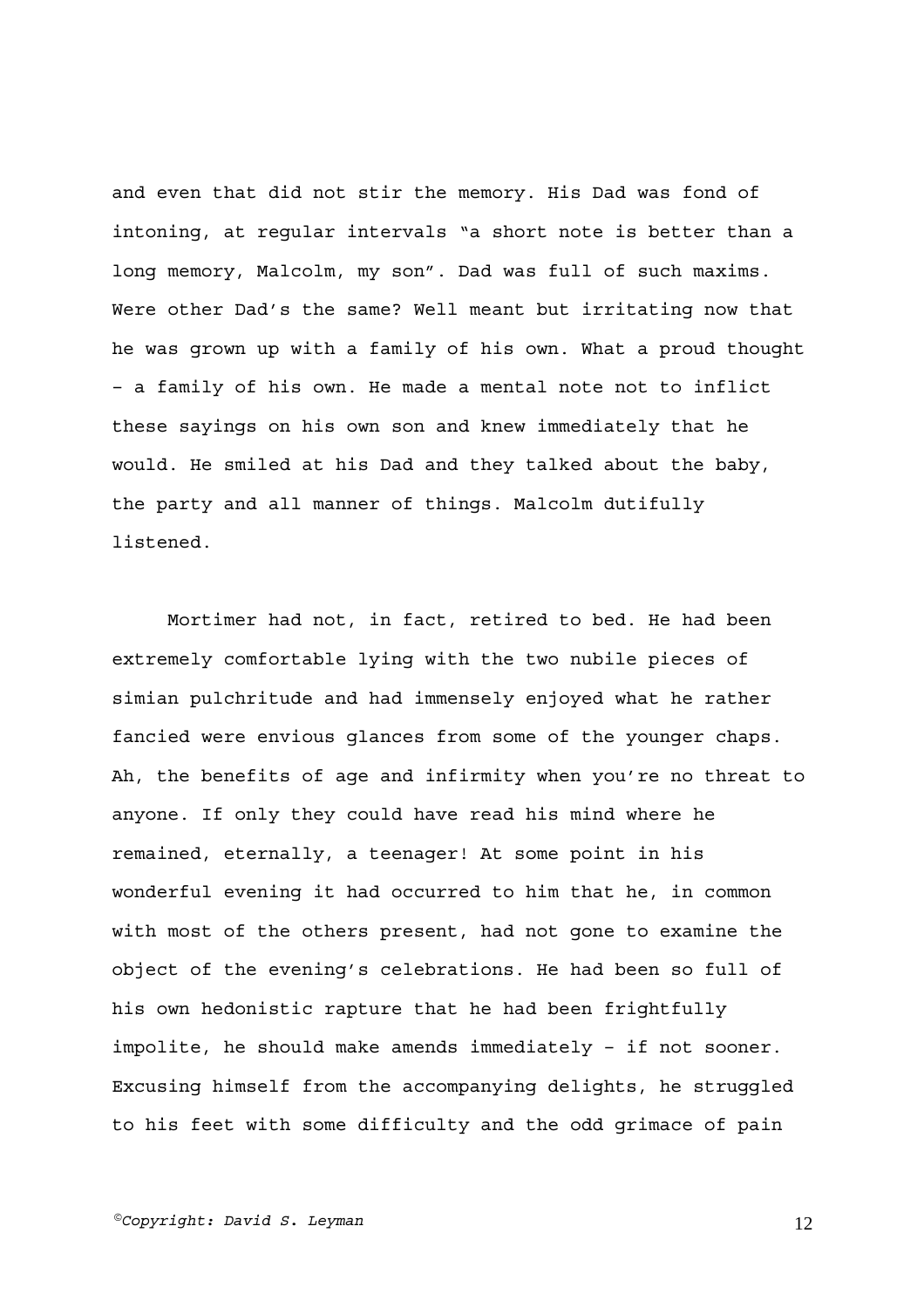and even that did not stir the memory. His Dad was fond of intoning, at regular intervals “a short note is better than a long memory, Malcolm, my son”. Dad was full of such maxims. Were other Dad’s the same? Well meant but irritating now that he was grown up with a family of his own. What a proud thought – a family of his own. He made a mental note not to inflict these sayings on his own son and knew immediately that he would. He smiled at his Dad and they talked about the baby, the party and all manner of things. Malcolm dutifully listened.

Mortimer had not, in fact, retired to bed. He had been extremely comfortable lying with the two nubile pieces of simian pulchritude and had immensely enjoyed what he rather fancied were envious glances from some of the younger chaps. Ah, the benefits of age and infirmity when you’re no threat to anyone. If only they could have read his mind where he remained, eternally, a teenager! At some point in his wonderful evening it had occurred to him that he, in common with most of the others present, had not gone to examine the object of the evening’s celebrations. He had been so full of his own hedonistic rapture that he had been frightfully impolite, he should make amends immediately – if not sooner. Excusing himself from the accompanying delights, he struggled to his feet with some difficulty and the odd grimace of pain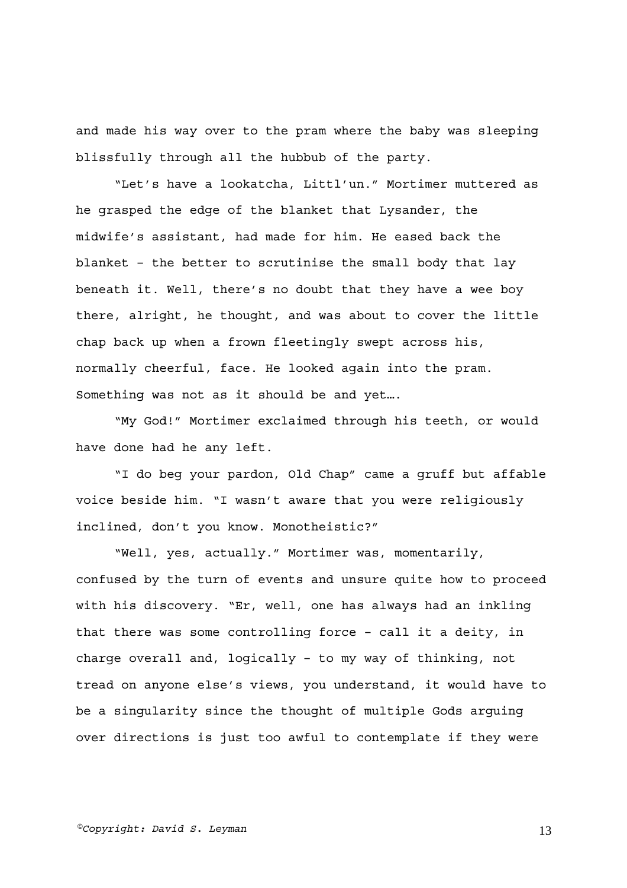and made his way over to the pram where the baby was sleeping blissfully through all the hubbub of the party.

"Let's have a lookatcha, Littl'un." Mortimer muttered as he grasped the edge of the blanket that Lysander, the midwife's assistant, had made for him. He eased back the blanket – the better to scrutinise the small body that lay beneath it. Well, there's no doubt that they have a wee boy there, alright, he thought, and was about to cover the little chap back up when a frown fleetingly swept across his, normally cheerful, face. He looked again into the pram. Something was not as it should be and yet….

"My God!" Mortimer exclaimed through his teeth, or would have done had he any left.

"I do beg your pardon, Old Chap" came a gruff but affable voice beside him. "I wasn't aware that you were religiously inclined, don't you know. Monotheistic?"

"Well, yes, actually." Mortimer was, momentarily, confused by the turn of events and unsure quite how to proceed with his discovery. "Er, well, one has always had an inkling that there was some controlling force – call it a deity, in charge overall and, logically – to my way of thinking, not tread on anyone else's views, you understand, it would have to be a singularity since the thought of multiple Gods arguing over directions is just too awful to contemplate if they were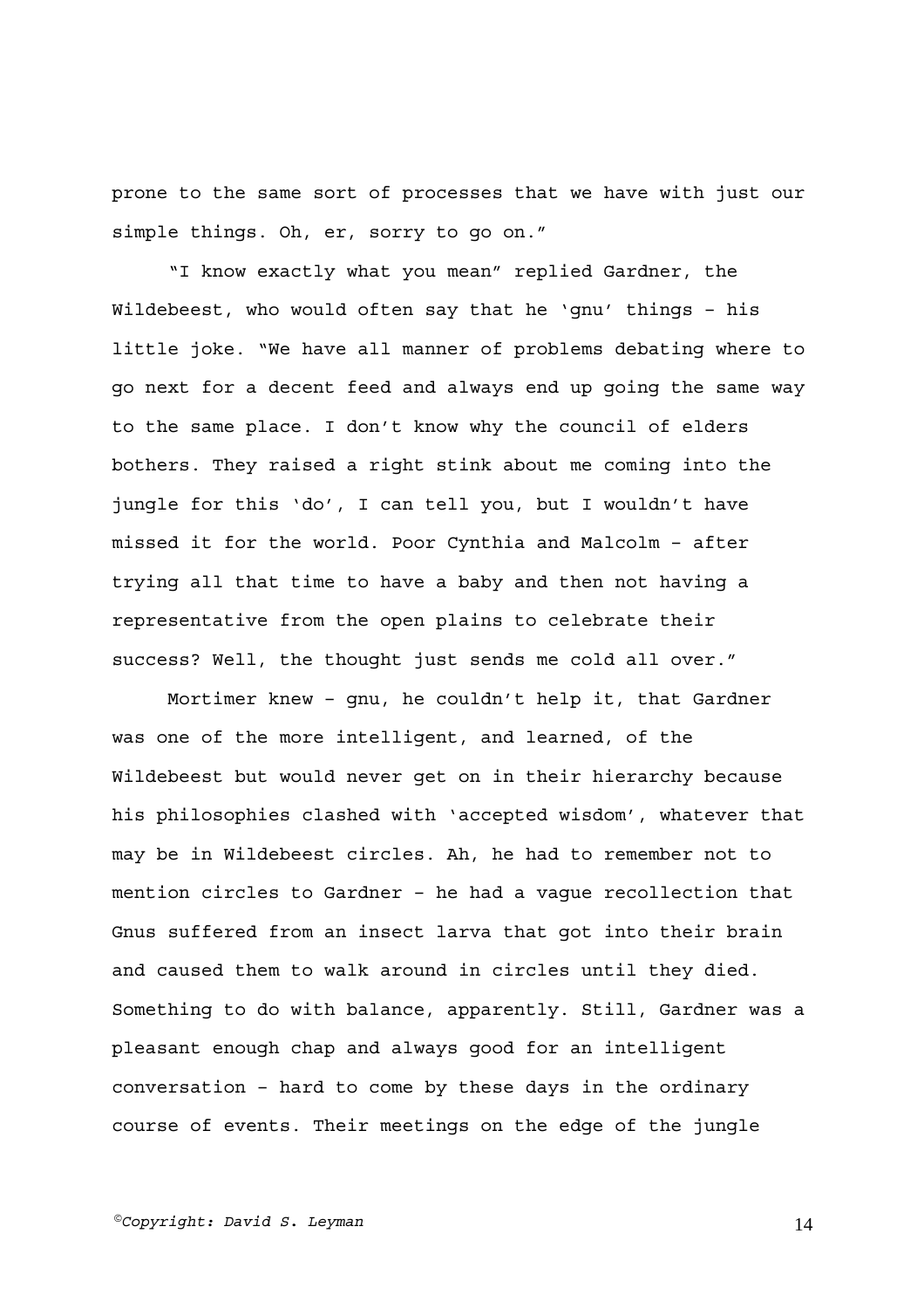prone to the same sort of processes that we have with just our simple things. Oh, er, sorry to go on."

"I know exactly what you mean" replied Gardner, the Wildebeest, who would often say that he 'gnu' things – his little joke. "We have all manner of problems debating where to go next for a decent feed and always end up going the same way to the same place. I don't know why the council of elders bothers. They raised a right stink about me coming into the jungle for this 'do', I can tell you, but I wouldn't have missed it for the world. Poor Cynthia and Malcolm – after trying all that time to have a baby and then not having a representative from the open plains to celebrate their success? Well, the thought just sends me cold all over."

Mortimer knew – gnu, he couldn't help it, that Gardner was one of the more intelligent, and learned, of the Wildebeest but would never get on in their hierarchy because his philosophies clashed with 'accepted wisdom', whatever that may be in Wildebeest circles. Ah, he had to remember not to mention circles to Gardner – he had a vague recollection that Gnus suffered from an insect larva that got into their brain and caused them to walk around in circles until they died. Something to do with balance, apparently. Still, Gardner was a pleasant enough chap and always good for an intelligent conversation – hard to come by these days in the ordinary course of events. Their meetings on the edge of the jungle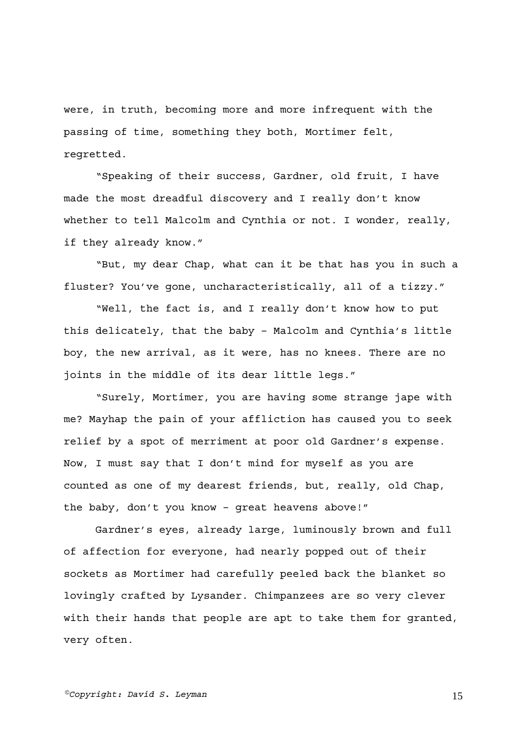were, in truth, becoming more and more infrequent with the passing of time, something they both, Mortimer felt, regretted.

"Speaking of their success, Gardner, old fruit, I have made the most dreadful discovery and I really don't know whether to tell Malcolm and Cynthia or not. I wonder, really, if they already know."

"But, my dear Chap, what can it be that has you in such a fluster? You've gone, uncharacteristically, all of a tizzy."

"Well, the fact is, and I really don't know how to put this delicately, that the baby – Malcolm and Cynthia's little boy, the new arrival, as it were, has no knees. There are no joints in the middle of its dear little legs."

"Surely, Mortimer, you are having some strange jape with me? Mayhap the pain of your affliction has caused you to seek relief by a spot of merriment at poor old Gardner's expense. Now, I must say that I don't mind for myself as you are counted as one of my dearest friends, but, really, old Chap, the baby, don't you know – great heavens above!"

Gardner's eyes, already large, luminously brown and full of affection for everyone, had nearly popped out of their sockets as Mortimer had carefully peeled back the blanket so lovingly crafted by Lysander. Chimpanzees are so very clever with their hands that people are apt to take them for granted, very often.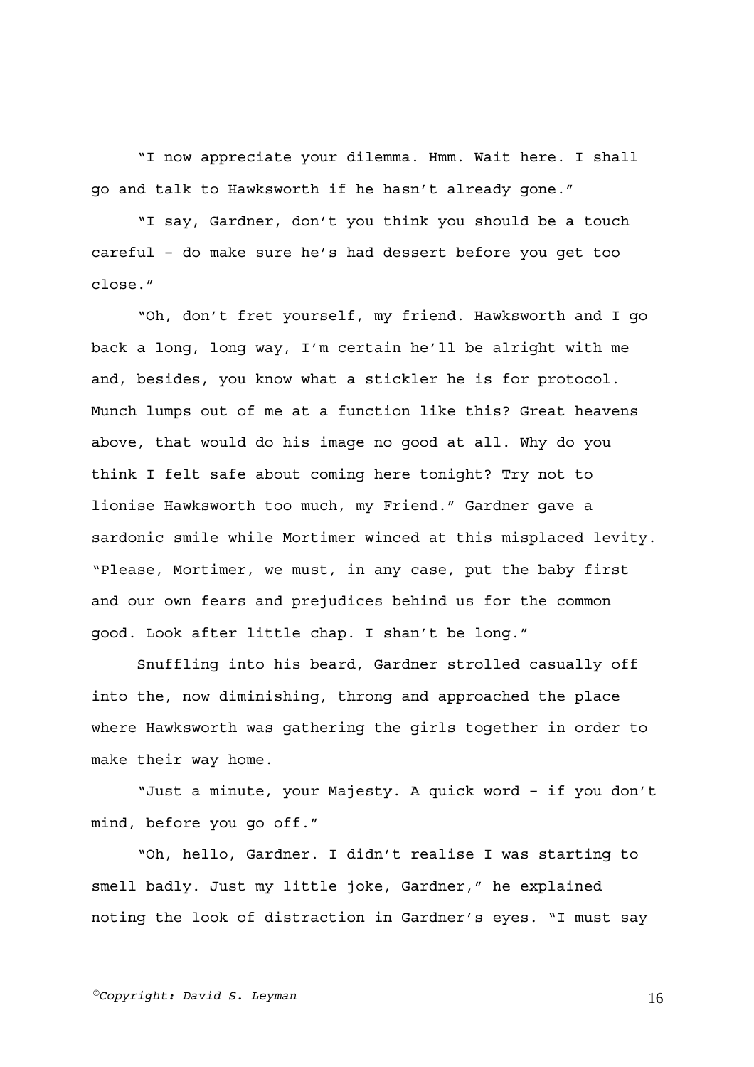"I now appreciate your dilemma. Hmm. Wait here. I shall go and talk to Hawksworth if he hasn't already gone."

"I say, Gardner, don't you think you should be a touch careful – do make sure he's had dessert before you get too close."

"Oh, don't fret yourself, my friend. Hawksworth and I go back a long, long way, I'm certain he'll be alright with me and, besides, you know what a stickler he is for protocol. Munch lumps out of me at a function like this? Great heavens above, that would do his image no good at all. Why do you think I felt safe about coming here tonight? Try not to lionise Hawksworth too much, my Friend." Gardner gave a sardonic smile while Mortimer winced at this misplaced levity. "Please, Mortimer, we must, in any case, put the baby first and our own fears and prejudices behind us for the common good. Look after little chap. I shan't be long."

Snuffling into his beard, Gardner strolled casually off into the, now diminishing, throng and approached the place where Hawksworth was gathering the girls together in order to make their way home.

"Just a minute, your Majesty. A quick word – if you don't mind, before you go off."

"Oh, hello, Gardner. I didn't realise I was starting to smell badly. Just my little joke, Gardner," he explained noting the look of distraction in Gardner's eyes. "I must say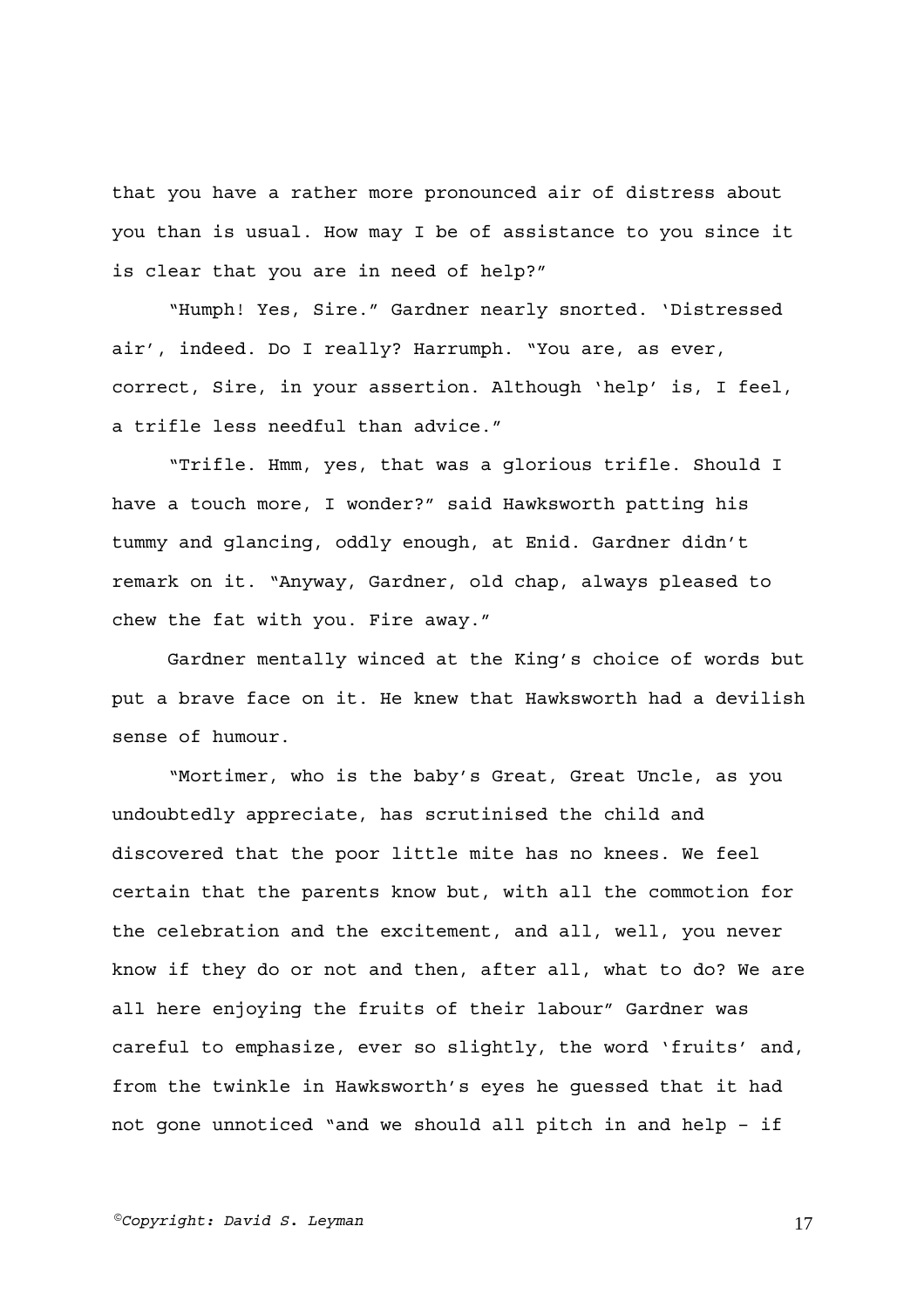that you have a rather more pronounced air of distress about you than is usual. How may I be of assistance to you since it is clear that you are in need of help?"

"Humph! Yes, Sire." Gardner nearly snorted. 'Distressed air', indeed. Do I really? Harrumph. "You are, as ever, correct, Sire, in your assertion. Although 'help' is, I feel, a trifle less needful than advice."

"Trifle. Hmm, yes, that was a glorious trifle. Should I have a touch more, I wonder?" said Hawksworth patting his tummy and glancing, oddly enough, at Enid. Gardner didn't remark on it. "Anyway, Gardner, old chap, always pleased to chew the fat with you. Fire away."

Gardner mentally winced at the King's choice of words but put a brave face on it. He knew that Hawksworth had a devilish sense of humour.

"Mortimer, who is the baby's Great, Great Uncle, as you undoubtedly appreciate, has scrutinised the child and discovered that the poor little mite has no knees. We feel certain that the parents know but, with all the commotion for the celebration and the excitement, and all, well, you never know if they do or not and then, after all, what to do? We are all here enjoying the fruits of their labour" Gardner was careful to emphasize, ever so slightly, the word 'fruits' and, from the twinkle in Hawksworth's eyes he guessed that it had not gone unnoticed "and we should all pitch in and help – if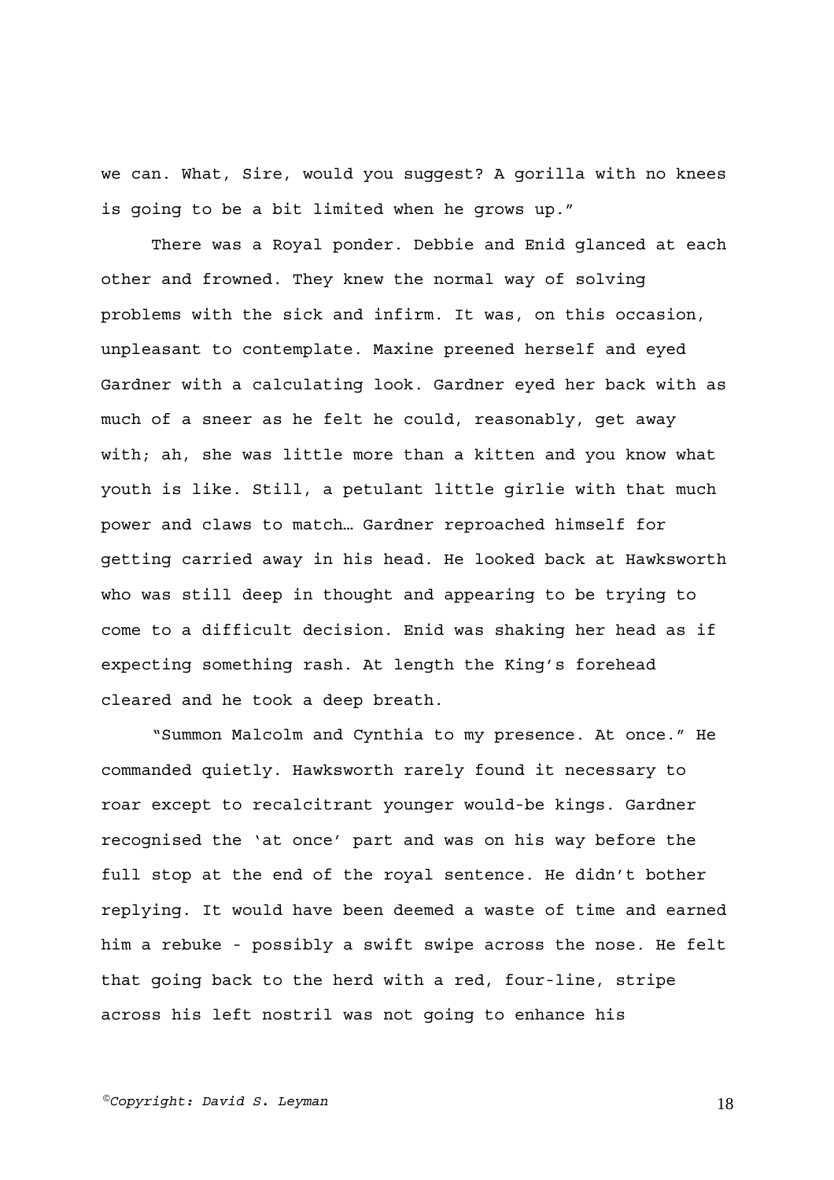we can. What, Sire, would you suggest? A gorilla with no knees is going to be a bit limited when he grows up."

There was a Royal ponder. Debbie and Enid glanced at each other and frowned. They knew the normal way of solving problems with the sick and infirm. It was, on this occasion, unpleasant to contemplate. Maxine preened herself and eyed Gardner with a calculating look. Gardner eyed her back with as much of a sneer as he felt he could, reasonably, get away with; ah, she was little more than a kitten and you know what youth is like. Still, a petulant little girlie with that much power and claws to match… Gardner reproached himself for getting carried away in his head. He looked back at Hawksworth who was still deep in thought and appearing to be trying to come to a difficult decision. Enid was shaking her head as if expecting something rash. At length the King's forehead cleared and he took a deep breath.

"Summon Malcolm and Cynthia to my presence. At once." He commanded quietly. Hawksworth rarely found it necessary to roar except to recalcitrant younger would-be kings. Gardner recognised the 'at once' part and was on his way before the full stop at the end of the royal sentence. He didn't bother replying. It would have been deemed a waste of time and earned him a rebuke - possibly a swift swipe across the nose. He felt that going back to the herd with a red, four-line, stripe across his left nostril was not going to enhance his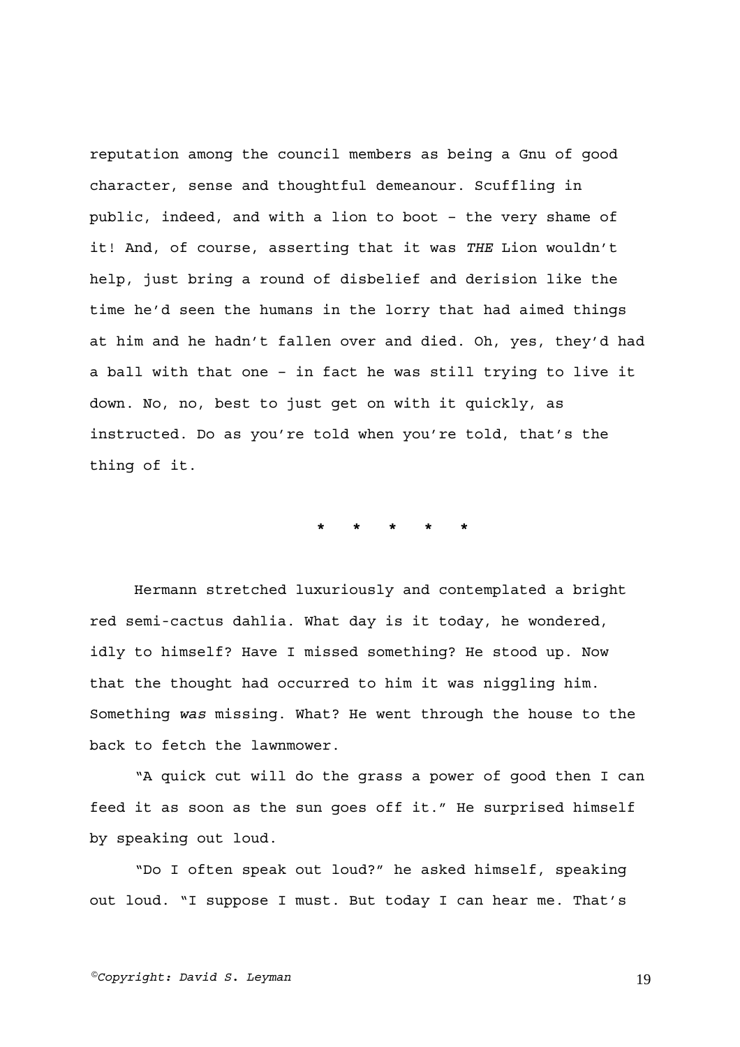reputation among the council members as being a Gnu of good character, sense and thoughtful demeanour. Scuffling in public, indeed, and with a lion to boot – the very shame of it! And, of course, asserting that it was *THE* Lion wouldn't help, just bring a round of disbelief and derision like the time he'd seen the humans in the lorry that had aimed things at him and he hadn't fallen over and died. Oh, yes, they'd had a ball with that one – in fact he was still trying to live it down. No, no, best to just get on with it quickly, as instructed. Do as you're told when you're told, that's the thing of it.

**\*   \*   \*   \*   \***

Hermann stretched luxuriously and contemplated a bright red semi-cactus dahlia. What day is it today, he wondered, idly to himself? Have I missed something? He stood up. Now that the thought had occurred to him it was niggling him. Something *was* missing. What? He went through the house to the back to fetch the lawnmower.

"A quick cut will do the grass a power of good then I can feed it as soon as the sun goes off it." He surprised himself by speaking out loud.

"Do I often speak out loud?" he asked himself, speaking out loud. "I suppose I must. But today I can hear me. That's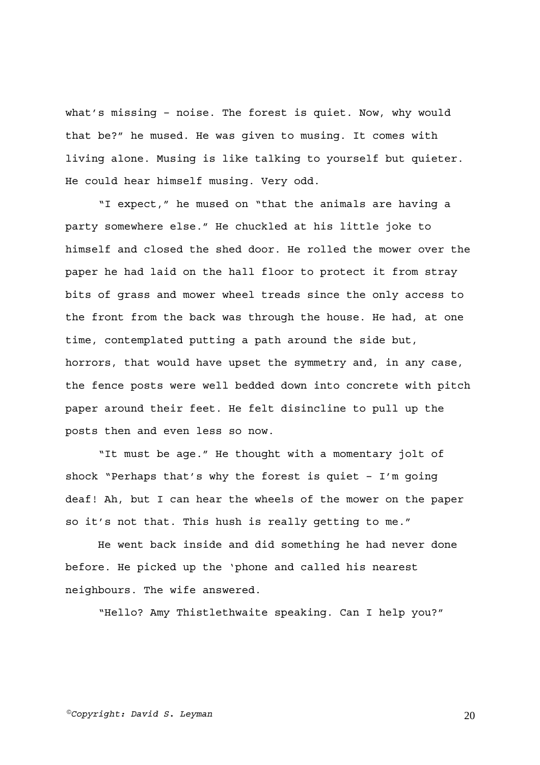what's missing – noise. The forest is quiet. Now, why would that be?" he mused. He was given to musing. It comes with living alone. Musing is like talking to yourself but quieter. He could hear himself musing. Very odd.

"I expect," he mused on "that the animals are having a party somewhere else." He chuckled at his little joke to himself and closed the shed door. He rolled the mower over the paper he had laid on the hall floor to protect it from stray bits of grass and mower wheel treads since the only access to the front from the back was through the house. He had, at one time, contemplated putting a path around the side but, horrors, that would have upset the symmetry and, in any case, the fence posts were well bedded down into concrete with pitch paper around their feet. He felt disincline to pull up the posts then and even less so now.

"It must be age." He thought with a momentary jolt of shock "Perhaps that's why the forest is quiet – I'm going deaf! Ah, but I can hear the wheels of the mower on the paper so it's not that. This hush is really getting to me."

He went back inside and did something he had never done before. He picked up the 'phone and called his nearest neighbours. The wife answered.

"Hello? Amy Thistlethwaite speaking. Can I help you?"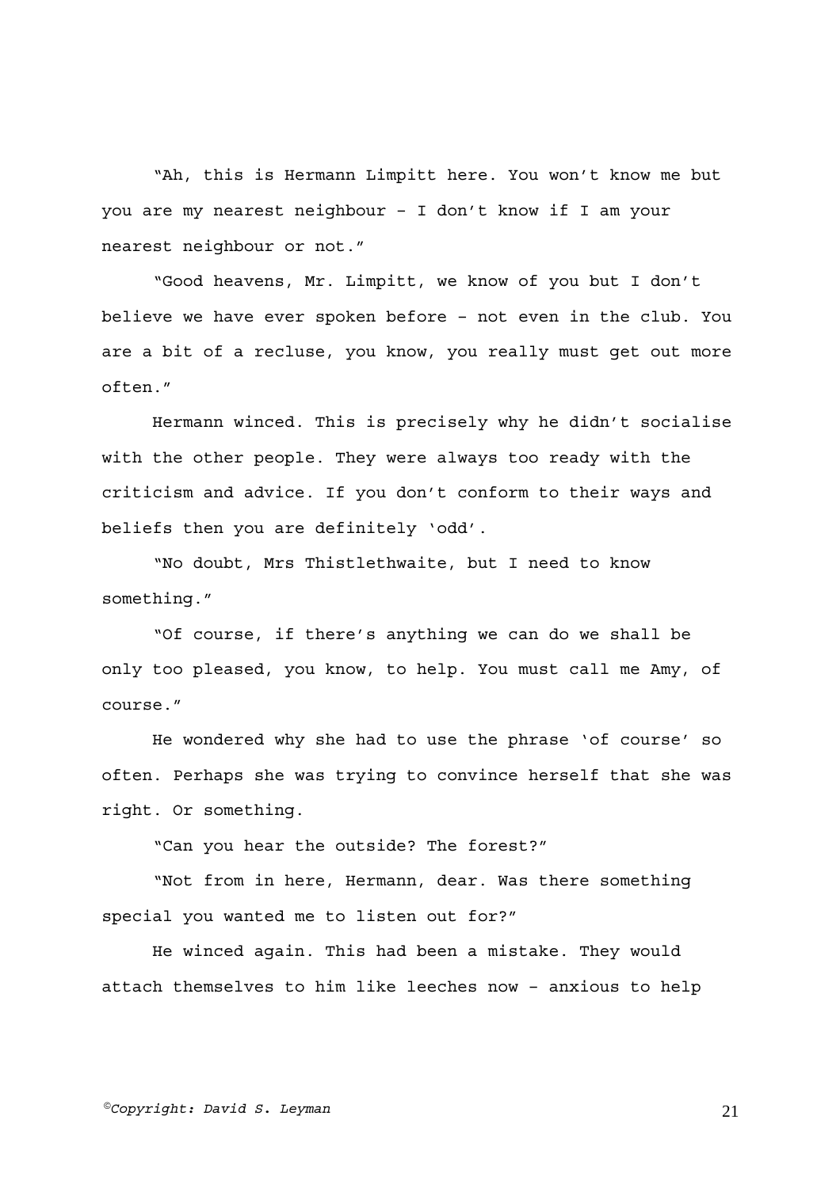"Ah, this is Hermann Limpitt here. You won't know me but you are my nearest neighbour - I don't know if I am your nearest neighbour or not."

"Good heavens, Mr. Limpitt, we know of you but I don't believe we have ever spoken before - not even in the club. You are a bit of a recluse, you know, you really must get out more often."

Hermann winced. This is precisely why he didn't socialise with the other people. They were always too ready with the criticism and advice. If you don't conform to their ways and beliefs then you are definitely 'odd'.

"No doubt, Mrs Thistlethwaite, but I need to know something."

"Of course, if there's anything we can do we shall be only too pleased, you know, to help. You must call me Amy, of course."

He wondered why she had to use the phrase 'of course' so often. Perhaps she was trying to convince herself that she was right. Or something.

"Can you hear the outside? The forest?"

"Not from in here, Hermann, dear. Was there something special you wanted me to listen out for?"

He winced again. This had been a mistake. They would attach themselves to him like leeches now - anxious to help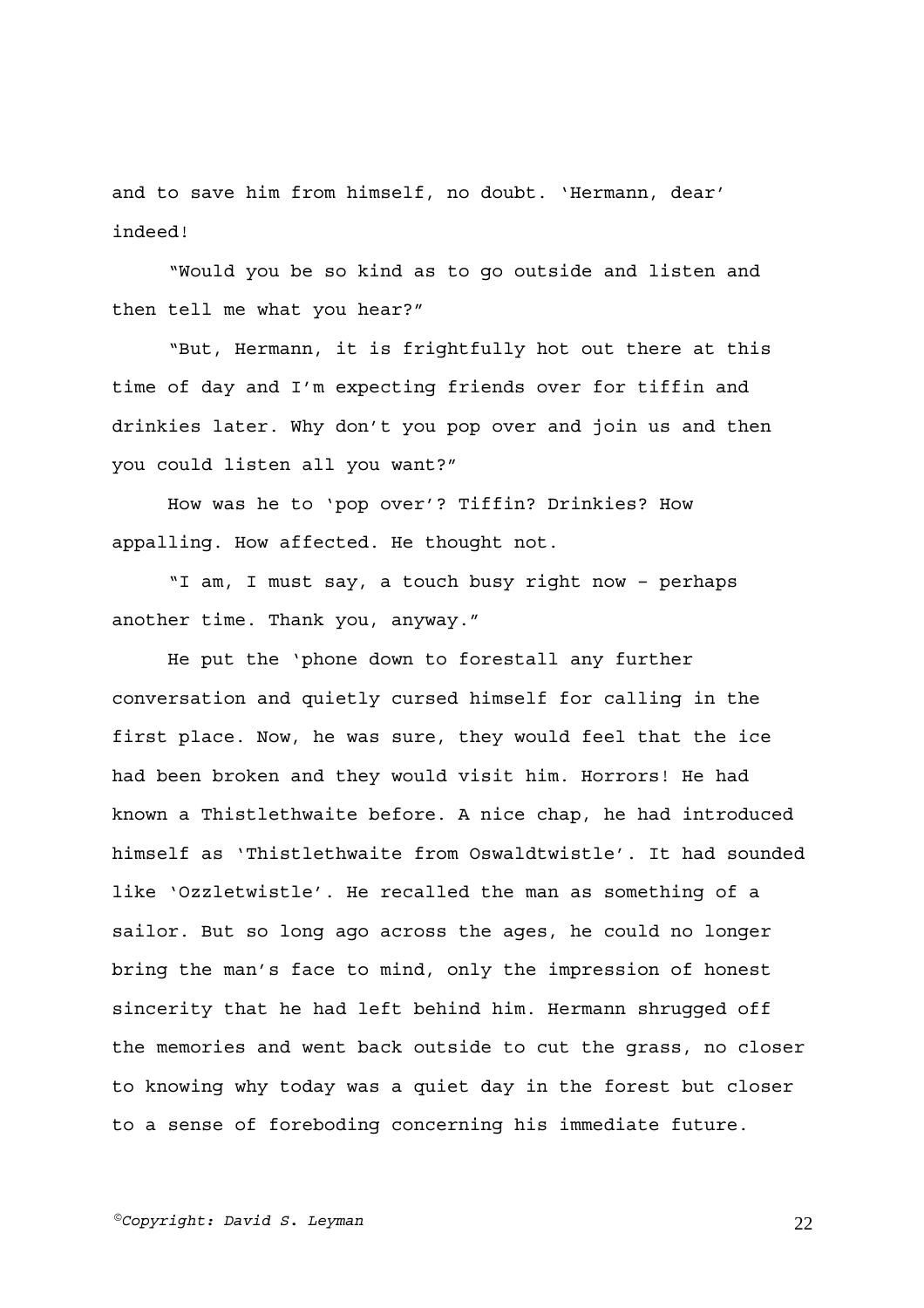and to save him from himself, no doubt. 'Hermann, dear' indeed!

"Would you be so kind as to go outside and listen and then tell me what you hear?"

"But, Hermann, it is frightfully hot out there at this time of day and I'm expecting friends over for tiffin and drinkies later. Why don't you pop over and join us and then you could listen all you want?"

How was he to 'pop over'? Tiffin? Drinkies? How appalling. How affected. He thought not.

"I am, I must say, a touch busy right now – perhaps another time. Thank you, anyway."

He put the 'phone down to forestall any further conversation and quietly cursed himself for calling in the first place. Now, he was sure, they would feel that the ice had been broken and they would visit him. Horrors! He had known a Thistlethwaite before. A nice chap, he had introduced himself as 'Thistlethwaite from Oswaldtwistle'. It had sounded like 'Ozzletwistle'. He recalled the man as something of a sailor. But so long ago across the ages, he could no longer bring the man's face to mind, only the impression of honest sincerity that he had left behind him. Hermann shrugged off the memories and went back outside to cut the grass, no closer to knowing why today was a quiet day in the forest but closer to a sense of foreboding concerning his immediate future.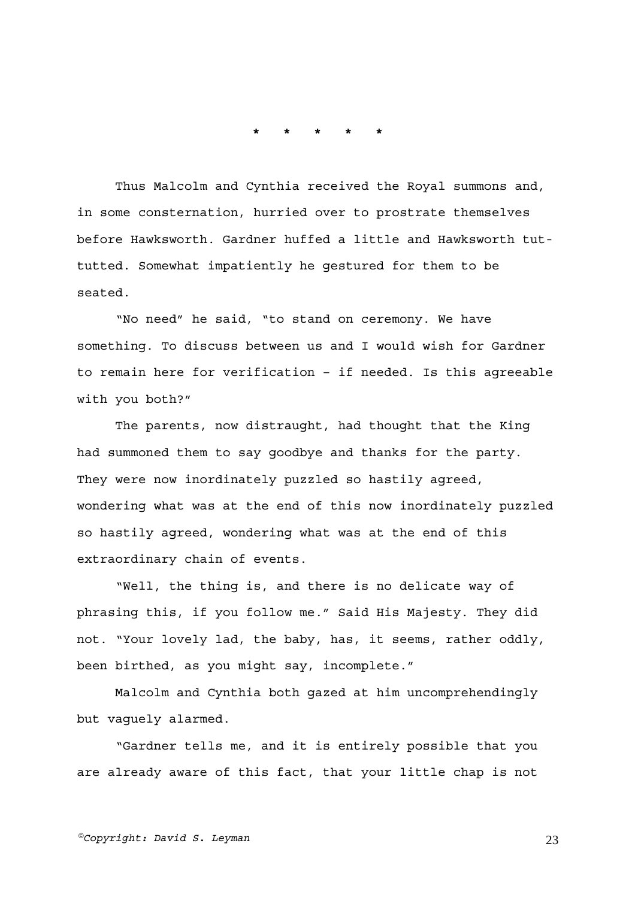\*   \*   \*   \*   \*

Thus Malcolm and Cynthia received the Royal summons and, in some consternation, hurried over to prostrate themselves before Hawksworth. Gardner huffed a little and Hawksworth tut-tutted. Somewhat impatiently he gestured for them to be seated.

"No need" he said, "to stand on ceremony. We have something. To discuss between us and I would wish for Gardner to remain here for verification – if needed. Is this agreeable with you both?"

The parents, now distraught, had thought that the King had summoned them to say goodbye and thanks for the party. They were now inordinately puzzled so hastily agreed, wondering what was at the end of this now inordinately puzzled so hastily agreed, wondering what was at the end of this extraordinary chain of events.

"Well, the thing is, and there is no delicate way of phrasing this, if you follow me." Said His Majesty. They did not. "Your lovely lad, the baby, has, it seems, rather oddly, been birthed, as you might say, incomplete."

Malcolm and Cynthia both gazed at him uncomprehendingly but vaguely alarmed.

"Gardner tells me, and it is entirely possible that you are already aware of this fact, that your little chap is not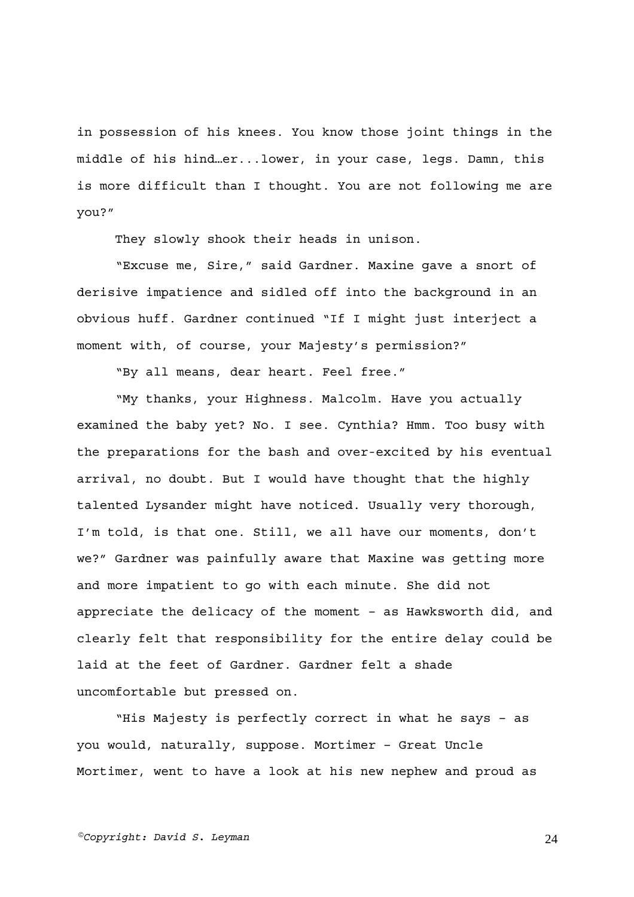in possession of his knees. You know those joint things in the middle of his hind…er...lower, in your case, legs. Damn, this is more difficult than I thought. You are not following me are you?"

They slowly shook their heads in unison.

"Excuse me, Sire," said Gardner. Maxine gave a snort of derisive impatience and sidled off into the background in an obvious huff. Gardner continued "If I might just interject a moment with, of course, your Majesty's permission?"

"By all means, dear heart. Feel free."

"My thanks, your Highness. Malcolm. Have you actually examined the baby yet? No. I see. Cynthia? Hmm. Too busy with the preparations for the bash and over-excited by his eventual arrival, no doubt. But I would have thought that the highly talented Lysander might have noticed. Usually very thorough, I'm told, is that one. Still, we all have our moments, don't we?" Gardner was painfully aware that Maxine was getting more and more impatient to go with each minute. She did not appreciate the delicacy of the moment – as Hawksworth did, and clearly felt that responsibility for the entire delay could be laid at the feet of Gardner. Gardner felt a shade uncomfortable but pressed on.

"His Majesty is perfectly correct in what he says – as you would, naturally, suppose. Mortimer – Great Uncle Mortimer, went to have a look at his new nephew and proud as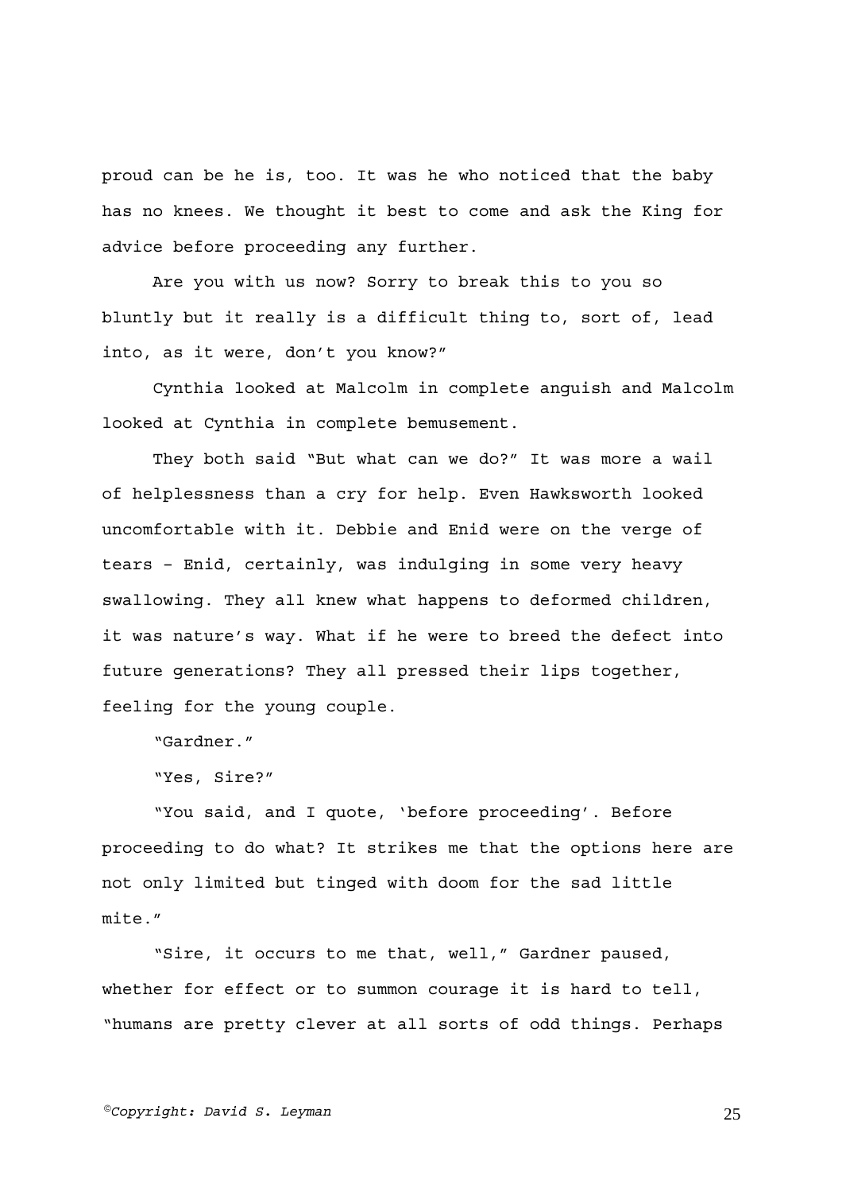proud can be he is, too. It was he who noticed that the baby has no knees. We thought it best to come and ask the King for advice before proceeding any further.

Are you with us now? Sorry to break this to you so bluntly but it really is a difficult thing to, sort of, lead into, as it were, don't you know?"

Cynthia looked at Malcolm in complete anguish and Malcolm looked at Cynthia in complete bemusement.

They both said "But what can we do?" It was more a wail of helplessness than a cry for help. Even Hawksworth looked uncomfortable with it. Debbie and Enid were on the verge of tears – Enid, certainly, was indulging in some very heavy swallowing. They all knew what happens to deformed children, it was nature's way. What if he were to breed the defect into future generations? They all pressed their lips together, feeling for the young couple.

"Gardner."

"Yes, Sire?"

"You said, and I quote, 'before proceeding'. Before proceeding to do what? It strikes me that the options here are not only limited but tinged with doom for the sad little mite."

"Sire, it occurs to me that, well," Gardner paused, whether for effect or to summon courage it is hard to tell, "humans are pretty clever at all sorts of odd things. Perhaps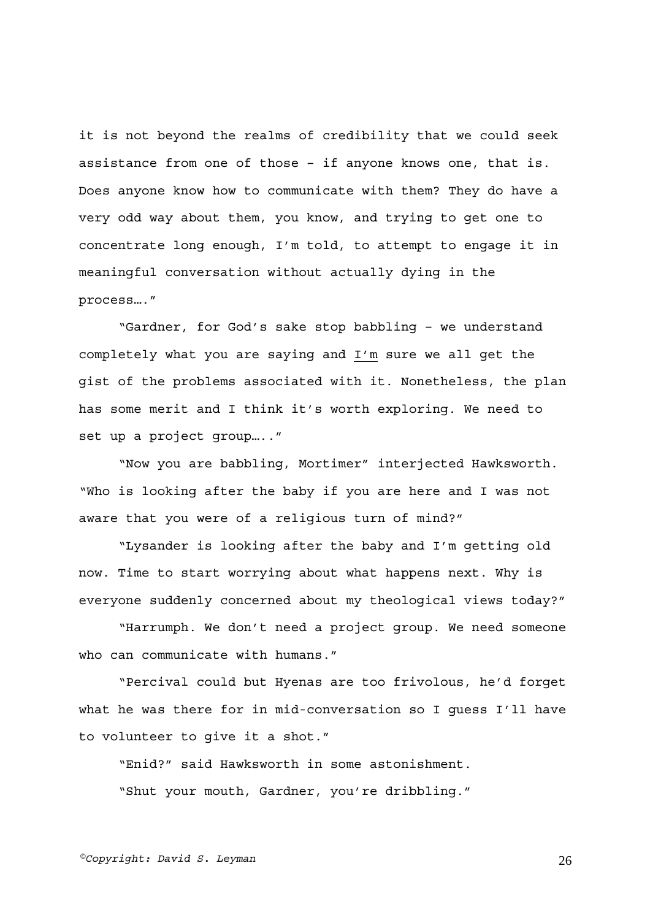it is not beyond the realms of credibility that we could seek assistance from one of those – if anyone knows one, that is. Does anyone know how to communicate with them? They do have a very odd way about them, you know, and trying to get one to concentrate long enough, I'm told, to attempt to engage it in meaningful conversation without actually dying in the process…."

"Gardner, for God's sake stop babbling – we understand completely what you are saying and <u>I'm</u> sure we all get the gist of the problems associated with it. Nonetheless, the plan has some merit and I think it's worth exploring. We need to set up a project group….."

"Now you are babbling, Mortimer" interjected Hawksworth. "Who is looking after the baby if you are here and I was not aware that you were of a religious turn of mind?"

"Lysander is looking after the baby and I'm getting old now. Time to start worrying about what happens next. Why is everyone suddenly concerned about my theological views today?"

"Harrumph. We don't need a project group. We need someone who can communicate with humans."

"Percival could but Hyenas are too frivolous, he'd forget what he was there for in mid-conversation so I guess I'll have to volunteer to give it a shot."

"Enid?" said Hawksworth in some astonishment.

"Shut your mouth, Gardner, you're dribbling."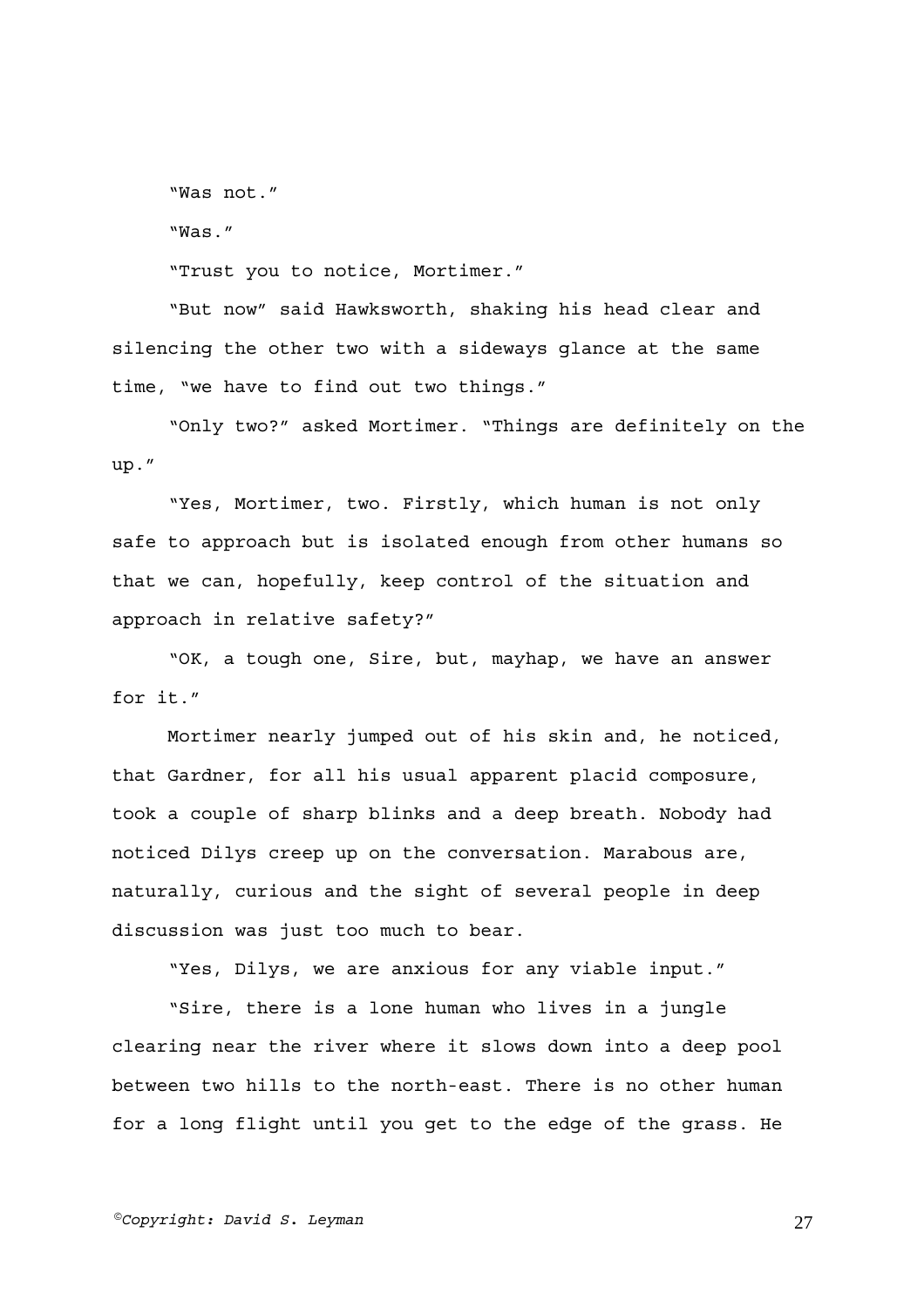"Was not."

"Was."

"Trust you to notice, Mortimer."

"But now" said Hawksworth, shaking his head clear and silencing the other two with a sideways glance at the same time, "we have to find out two things."

"Only two?" asked Mortimer. "Things are definitely on the up."

"Yes, Mortimer, two. Firstly, which human is not only safe to approach but is isolated enough from other humans so that we can, hopefully, keep control of the situation and approach in relative safety?"

"OK, a tough one, Sire, but, mayhap, we have an answer for it."

Mortimer nearly jumped out of his skin and, he noticed, that Gardner, for all his usual apparent placid composure, took a couple of sharp blinks and a deep breath. Nobody had noticed Dilys creep up on the conversation. Marabous are, naturally, curious and the sight of several people in deep discussion was just too much to bear.

"Yes, Dilys, we are anxious for any viable input."

"Sire, there is a lone human who lives in a jungle clearing near the river where it slows down into a deep pool between two hills to the north-east. There is no other human for a long flight until you get to the edge of the grass. He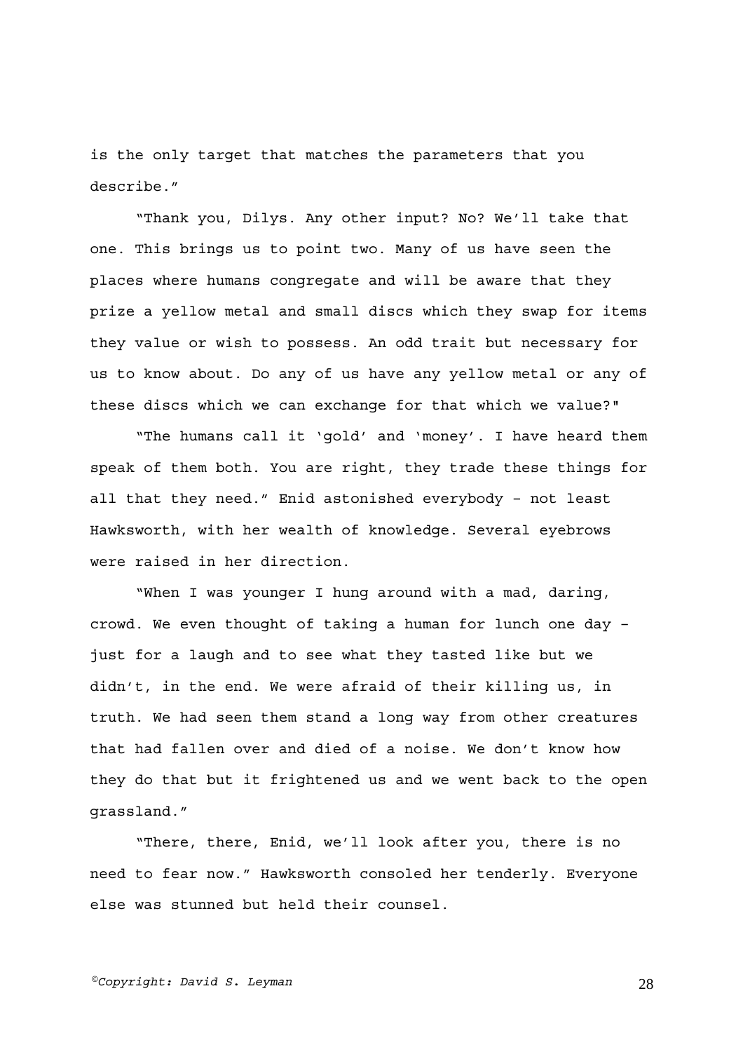is the only target that matches the parameters that you describe."

"Thank you, Dilys. Any other input? No? We'll take that one. This brings us to point two. Many of us have seen the places where humans congregate and will be aware that they prize a yellow metal and small discs which they swap for items they value or wish to possess. An odd trait but necessary for us to know about. Do any of us have any yellow metal or any of these discs which we can exchange for that which we value?"

"The humans call it 'gold' and 'money'. I have heard them speak of them both. You are right, they trade these things for all that they need." Enid astonished everybody - not least Hawksworth, with her wealth of knowledge. Several eyebrows were raised in her direction.

"When I was younger I hung around with a mad, daring, crowd. We even thought of taking a human for lunch one day - just for a laugh and to see what they tasted like but we didn't, in the end. We were afraid of their killing us, in truth. We had seen them stand a long way from other creatures that had fallen over and died of a noise. We don't know how they do that but it frightened us and we went back to the open grassland."

"There, there, Enid, we'll look after you, there is no need to fear now." Hawksworth consoled her tenderly. Everyone else was stunned but held their counsel.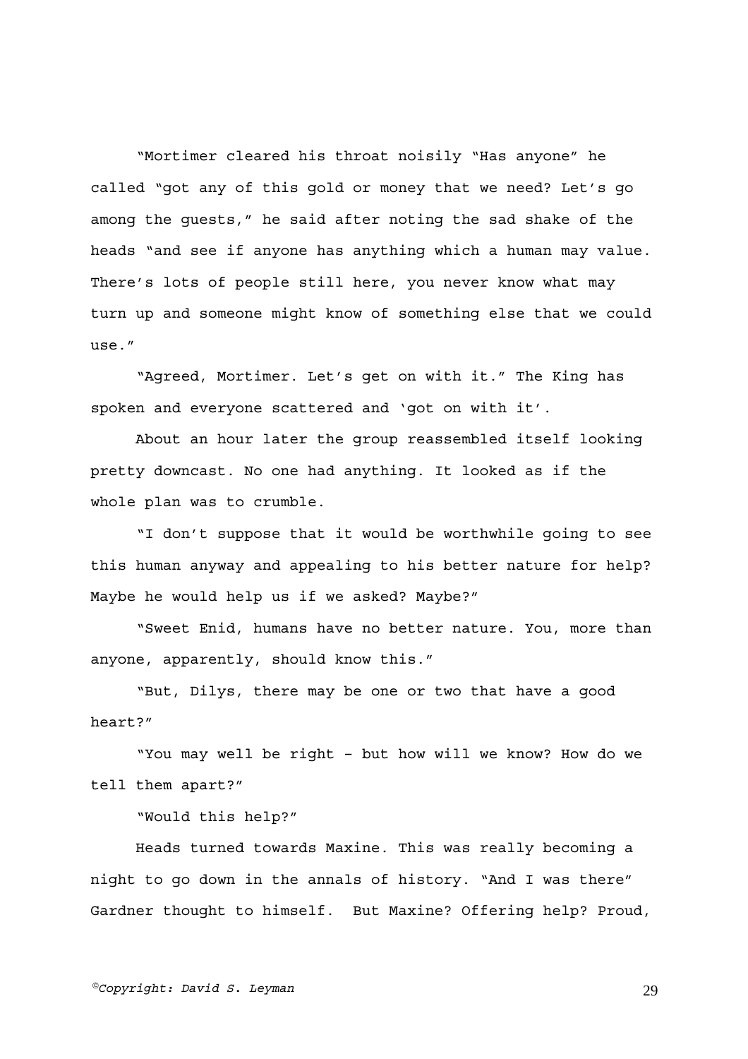"Mortimer cleared his throat noisily "Has anyone" he called "got any of this gold or money that we need? Let's go among the guests," he said after noting the sad shake of the heads "and see if anyone has anything which a human may value. There's lots of people still here, you never know what may turn up and someone might know of something else that we could use."

"Agreed, Mortimer. Let's get on with it." The King has spoken and everyone scattered and 'got on with it'.

About an hour later the group reassembled itself looking pretty downcast. No one had anything. It looked as if the whole plan was to crumble.

"I don't suppose that it would be worthwhile going to see this human anyway and appealing to his better nature for help? Maybe he would help us if we asked? Maybe?"

"Sweet Enid, humans have no better nature. You, more than anyone, apparently, should know this."

"But, Dilys, there may be one or two that have a good heart?"

"You may well be right – but how will we know? How do we tell them apart?"

"Would this help?"

Heads turned towards Maxine. This was really becoming a night to go down in the annals of history. "And I was there" Gardner thought to himself. But Maxine? Offering help? Proud,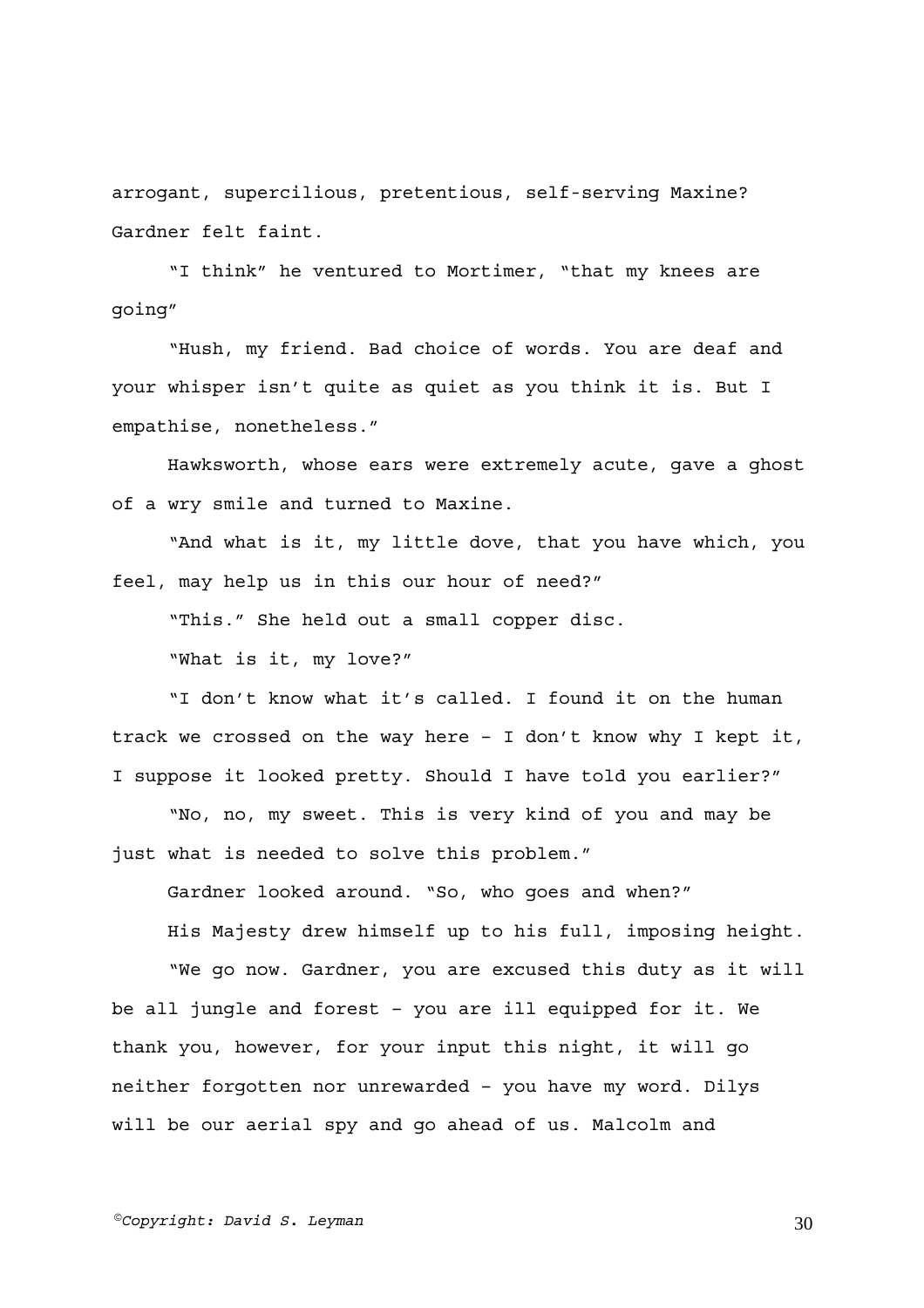arrogant, supercilious, pretentious, self-serving Maxine? Gardner felt faint.

"I think" he ventured to Mortimer, "that my knees are going"

"Hush, my friend. Bad choice of words. You are deaf and your whisper isn't quite as quiet as you think it is. But I empathise, nonetheless."

Hawksworth, whose ears were extremely acute, gave a ghost of a wry smile and turned to Maxine.

"And what is it, my little dove, that you have which, you feel, may help us in this our hour of need?"

"This." She held out a small copper disc.

"What is it, my love?"

"I don't know what it's called. I found it on the human track we crossed on the way here – I don't know why I kept it, I suppose it looked pretty. Should I have told you earlier?"

"No, no, my sweet. This is very kind of you and may be just what is needed to solve this problem."

Gardner looked around. "So, who goes and when?"

His Majesty drew himself up to his full, imposing height.

"We go now. Gardner, you are excused this duty as it will be all jungle and forest – you are ill equipped for it. We thank you, however, for your input this night, it will go neither forgotten nor unrewarded – you have my word. Dilys will be our aerial spy and go ahead of us. Malcolm and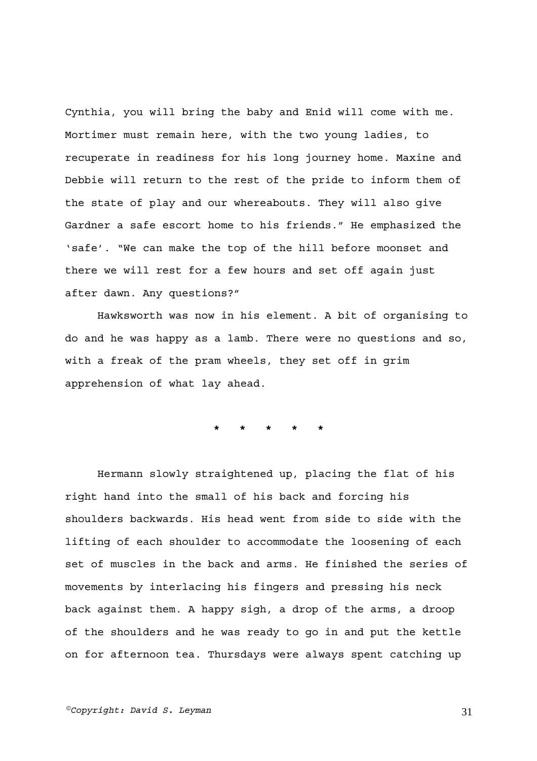Cynthia, you will bring the baby and Enid will come with me. Mortimer must remain here, with the two young ladies, to recuperate in readiness for his long journey home. Maxine and Debbie will return to the rest of the pride to inform them of the state of play and our whereabouts. They will also give Gardner a safe escort home to his friends." He emphasized the 'safe'. "We can make the top of the hill before moonset and there we will rest for a few hours and set off again just after dawn. Any questions?"

Hawksworth was now in his element. A bit of organising to do and he was happy as a lamb. There were no questions and so, with a freak of the pram wheels, they set off in grim apprehension of what lay ahead.

**\*   \*   \*   \*   \***

Hermann slowly straightened up, placing the flat of his right hand into the small of his back and forcing his shoulders backwards. His head went from side to side with the lifting of each shoulder to accommodate the loosening of each set of muscles in the back and arms. He finished the series of movements by interlacing his fingers and pressing his neck back against them. A happy sigh, a drop of the arms, a droop of the shoulders and he was ready to go in and put the kettle on for afternoon tea. Thursdays were always spent catching up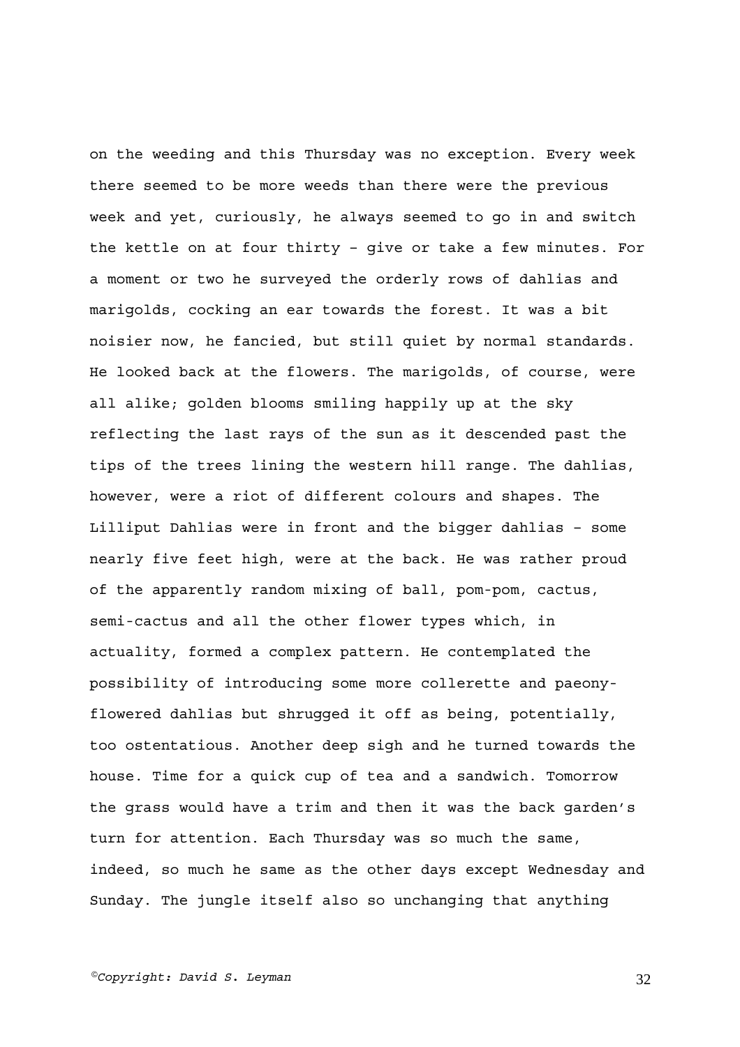on the weeding and this Thursday was no exception. Every week there seemed to be more weeds than there were the previous week and yet, curiously, he always seemed to go in and switch the kettle on at four thirty – give or take a few minutes. For a moment or two he surveyed the orderly rows of dahlias and marigolds, cocking an ear towards the forest. It was a bit noisier now, he fancied, but still quiet by normal standards. He looked back at the flowers. The marigolds, of course, were all alike; golden blooms smiling happily up at the sky reflecting the last rays of the sun as it descended past the tips of the trees lining the western hill range. The dahlias, however, were a riot of different colours and shapes. The Lilliput Dahlias were in front and the bigger dahlias – some nearly five feet high, were at the back. He was rather proud of the apparently random mixing of ball, pom-pom, cactus, semi-cactus and all the other flower types which, in actuality, formed a complex pattern. He contemplated the possibility of introducing some more collerette and paeony-flowered dahlias but shrugged it off as being, potentially, too ostentatious. Another deep sigh and he turned towards the house. Time for a quick cup of tea and a sandwich. Tomorrow the grass would have a trim and then it was the back garden's turn for attention. Each Thursday was so much the same, indeed, so much he same as the other days except Wednesday and Sunday. The jungle itself also so unchanging that anything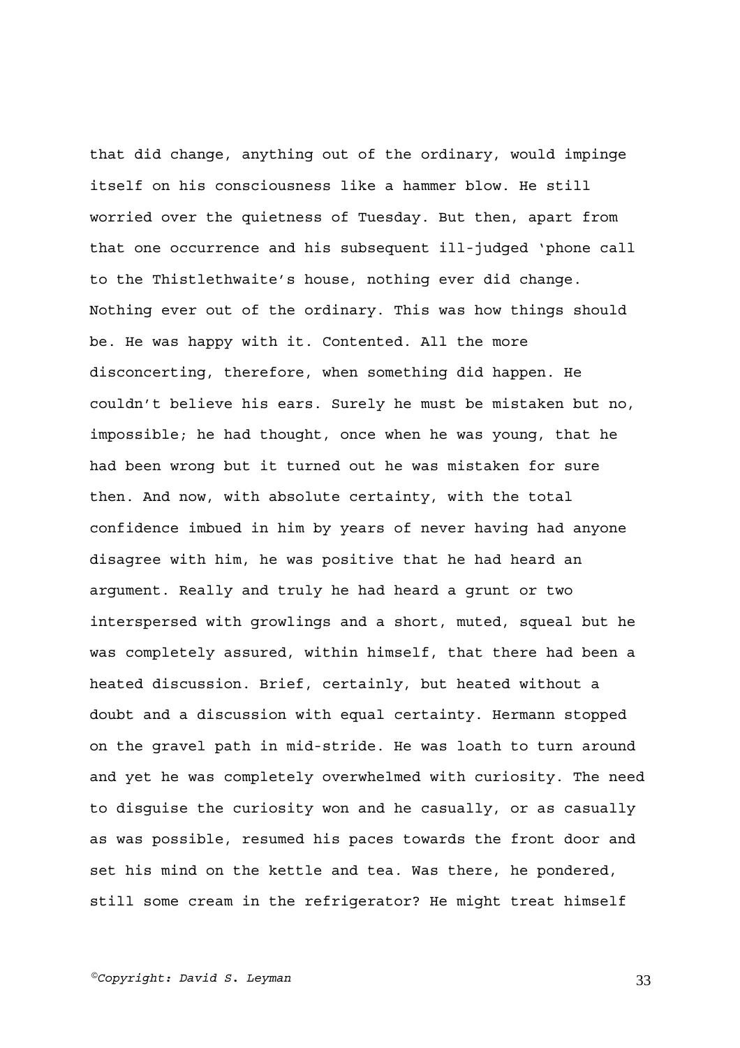that did change, anything out of the ordinary, would impinge itself on his consciousness like a hammer blow. He still worried over the quietness of Tuesday. But then, apart from that one occurrence and his subsequent ill-judged 'phone call to the Thistlethwaite's house, nothing ever did change. Nothing ever out of the ordinary. This was how things should be. He was happy with it. Contented. All the more disconcerting, therefore, when something did happen. He couldn't believe his ears. Surely he must be mistaken but no, impossible; he had thought, once when he was young, that he had been wrong but it turned out he was mistaken for sure then. And now, with absolute certainty, with the total confidence imbued in him by years of never having had anyone disagree with him, he was positive that he had heard an argument. Really and truly he had heard a grunt or two interspersed with growlings and a short, muted, squeal but he was completely assured, within himself, that there had been a heated discussion. Brief, certainly, but heated without a doubt and a discussion with equal certainty. Hermann stopped on the gravel path in mid-stride. He was loath to turn around and yet he was completely overwhelmed with curiosity. The need to disguise the curiosity won and he casually, or as casually as was possible, resumed his paces towards the front door and set his mind on the kettle and tea. Was there, he pondered, still some cream in the refrigerator? He might treat himself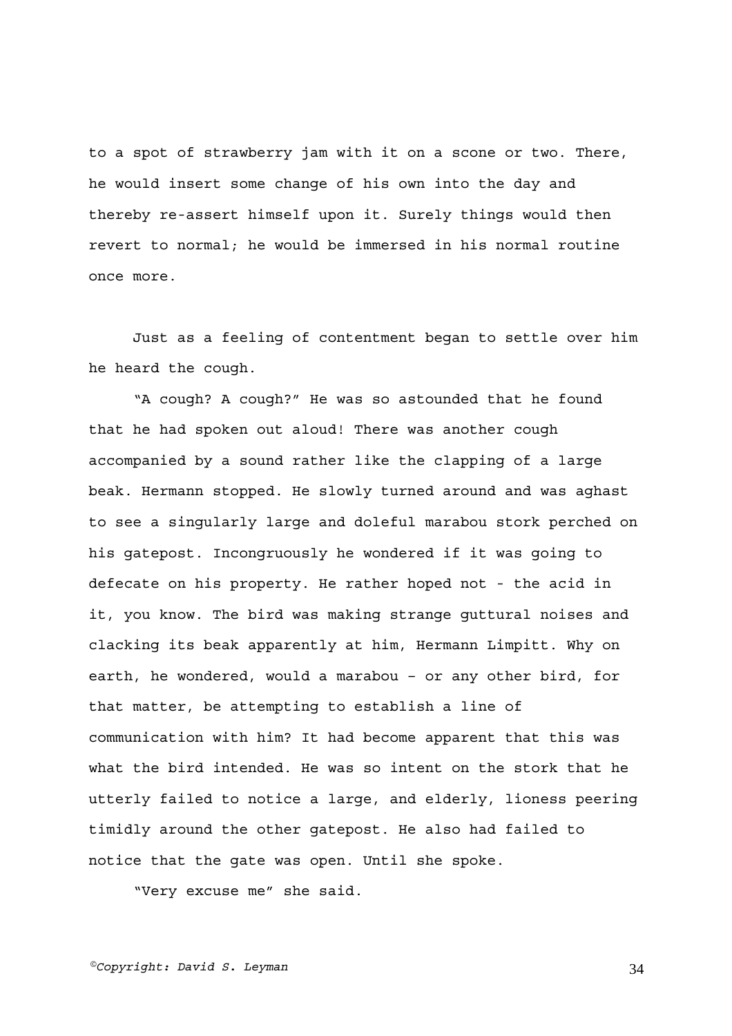to a spot of strawberry jam with it on a scone or two. There, he would insert some change of his own into the day and thereby re-assert himself upon it. Surely things would then revert to normal; he would be immersed in his normal routine once more.

Just as a feeling of contentment began to settle over him he heard the cough.

"A cough? A cough?" He was so astounded that he found that he had spoken out aloud! There was another cough accompanied by a sound rather like the clapping of a large beak. Hermann stopped. He slowly turned around and was aghast to see a singularly large and doleful marabou stork perched on his gatepost. Incongruously he wondered if it was going to defecate on his property. He rather hoped not - the acid in it, you know. The bird was making strange guttural noises and clacking its beak apparently at him, Hermann Limpitt. Why on earth, he wondered, would a marabou – or any other bird, for that matter, be attempting to establish a line of communication with him? It had become apparent that this was what the bird intended. He was so intent on the stork that he utterly failed to notice a large, and elderly, lioness peering timidly around the other gatepost. He also had failed to notice that the gate was open. Until she spoke.

"Very excuse me" she said.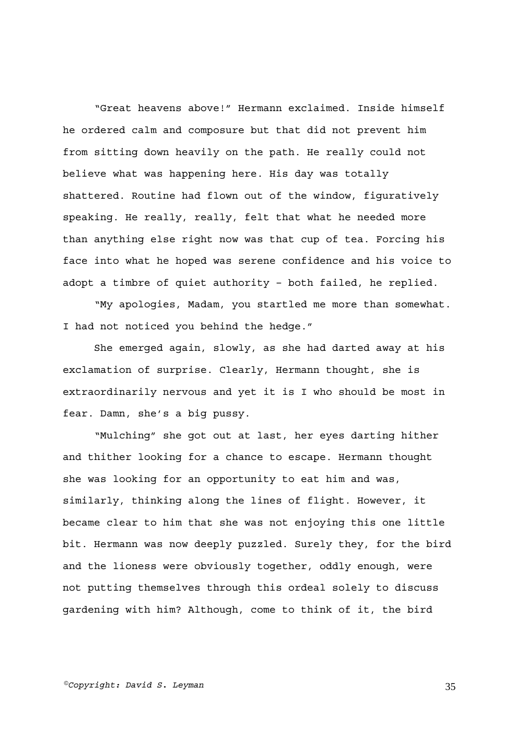"Great heavens above!" Hermann exclaimed. Inside himself he ordered calm and composure but that did not prevent him from sitting down heavily on the path. He really could not believe what was happening here. His day was totally shattered. Routine had flown out of the window, figuratively speaking. He really, really, felt that what he needed more than anything else right now was that cup of tea. Forcing his face into what he hoped was serene confidence and his voice to adopt a timbre of quiet authority – both failed, he replied.

"My apologies, Madam, you startled me more than somewhat. I had not noticed you behind the hedge."

She emerged again, slowly, as she had darted away at his exclamation of surprise. Clearly, Hermann thought, she is extraordinarily nervous and yet it is I who should be most in fear. Damn, she's a big pussy.

"Mulching" she got out at last, her eyes darting hither and thither looking for a chance to escape. Hermann thought she was looking for an opportunity to eat him and was, similarly, thinking along the lines of flight. However, it became clear to him that she was not enjoying this one little bit. Hermann was now deeply puzzled. Surely they, for the bird and the lioness were obviously together, oddly enough, were not putting themselves through this ordeal solely to discuss gardening with him? Although, come to think of it, the bird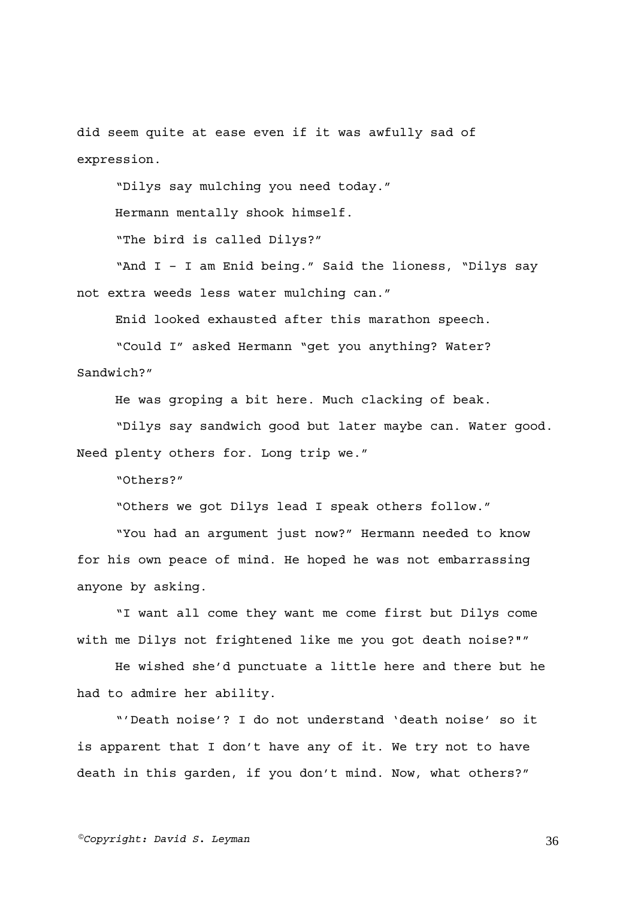did seem quite at ease even if it was awfully sad of expression.

"Dilys say mulching you need today."

Hermann mentally shook himself.

"The bird is called Dilys?"

"And I – I am Enid being." Said the lioness, "Dilys say not extra weeds less water mulching can."

Enid looked exhausted after this marathon speech.

"Could I" asked Hermann "get you anything? Water? Sandwich?"

He was groping a bit here. Much clacking of beak.

"Dilys say sandwich good but later maybe can. Water good. Need plenty others for. Long trip we."

"Others?"

"Others we got Dilys lead I speak others follow."

"You had an argument just now?" Hermann needed to know for his own peace of mind. He hoped he was not embarrassing anyone by asking.

"I want all come they want me come first but Dilys come with me Dilys not frightened like me you got death noise?""

He wished she'd punctuate a little here and there but he had to admire her ability.

"'Death noise'? I do not understand 'death noise' so it is apparent that I don't have any of it. We try not to have death in this garden, if you don't mind. Now, what others?"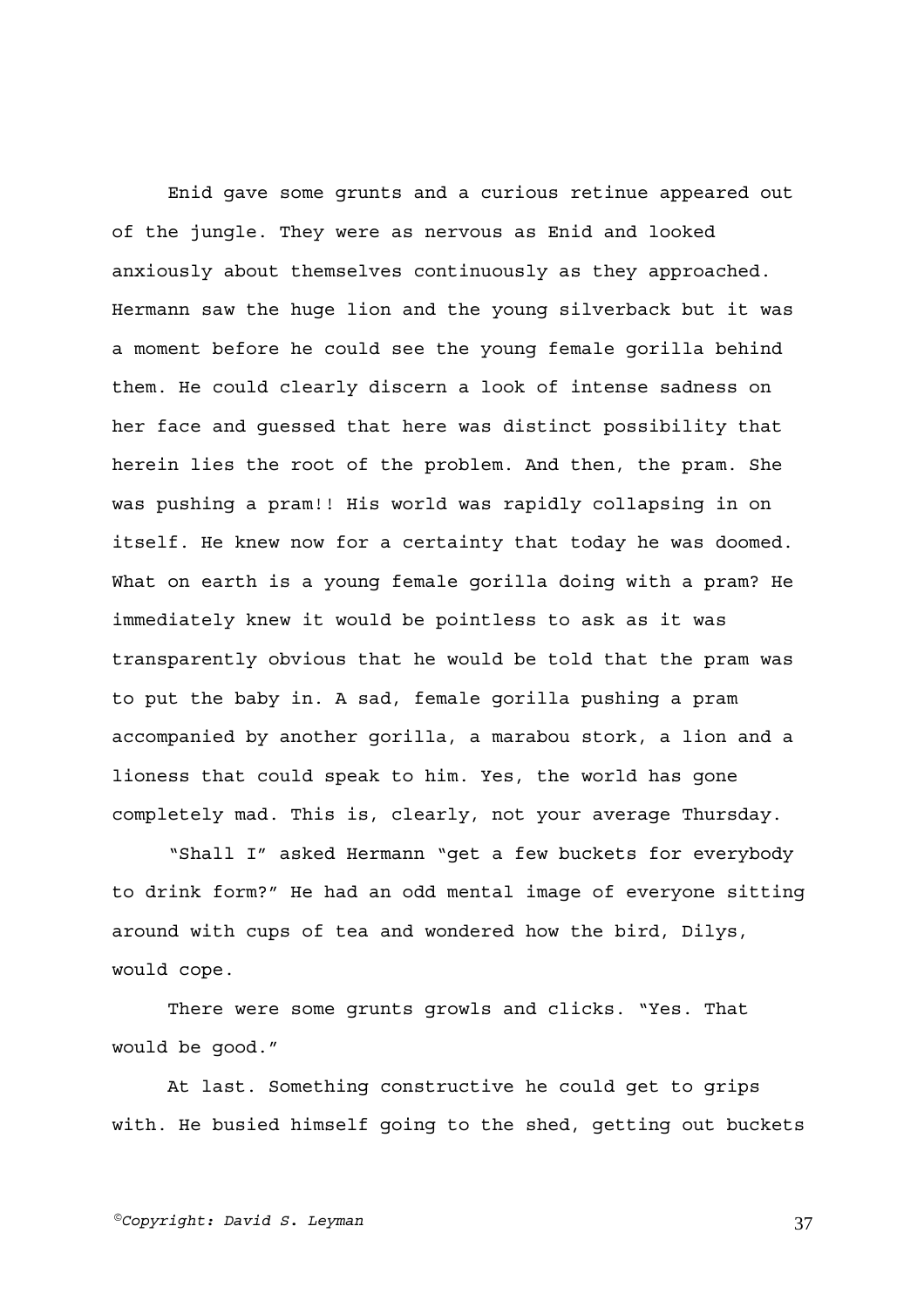Enid gave some grunts and a curious retinue appeared out of the jungle. They were as nervous as Enid and looked anxiously about themselves continuously as they approached. Hermann saw the huge lion and the young silverback but it was a moment before he could see the young female gorilla behind them. He could clearly discern a look of intense sadness on her face and guessed that here was distinct possibility that herein lies the root of the problem. And then, the pram. She was pushing a pram!! His world was rapidly collapsing in on itself. He knew now for a certainty that today he was doomed. What on earth is a young female gorilla doing with a pram? He immediately knew it would be pointless to ask as it was transparently obvious that he would be told that the pram was to put the baby in. A sad, female gorilla pushing a pram accompanied by another gorilla, a marabou stork, a lion and a lioness that could speak to him. Yes, the world has gone completely mad. This is, clearly, not your average Thursday.

"Shall I" asked Hermann "get a few buckets for everybody to drink form?" He had an odd mental image of everyone sitting around with cups of tea and wondered how the bird, Dilys, would cope.

There were some grunts growls and clicks. "Yes. That would be good."

At last. Something constructive he could get to grips with. He busied himself going to the shed, getting out buckets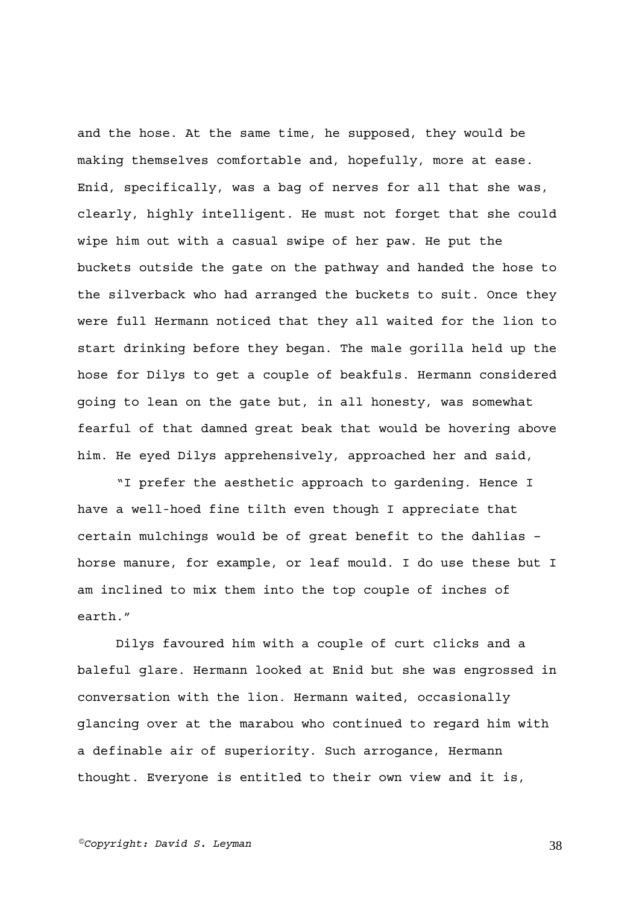and the hose. At the same time, he supposed, they would be making themselves comfortable and, hopefully, more at ease. Enid, specifically, was a bag of nerves for all that she was, clearly, highly intelligent. He must not forget that she could wipe him out with a casual swipe of her paw. He put the buckets outside the gate on the pathway and handed the hose to the silverback who had arranged the buckets to suit. Once they were full Hermann noticed that they all waited for the lion to start drinking before they began. The male gorilla held up the hose for Dilys to get a couple of beakfuls. Hermann considered going to lean on the gate but, in all honesty, was somewhat fearful of that damned great beak that would be hovering above him. He eyed Dilys apprehensively, approached her and said,

"I prefer the aesthetic approach to gardening. Hence I have a well-hoed fine tilth even though I appreciate that certain mulchings would be of great benefit to the dahlias – horse manure, for example, or leaf mould. I do use these but I am inclined to mix them into the top couple of inches of earth."

Dilys favoured him with a couple of curt clicks and a baleful glare. Hermann looked at Enid but she was engrossed in conversation with the lion. Hermann waited, occasionally glancing over at the marabou who continued to regard him with a definable air of superiority. Such arrogance, Hermann thought. Everyone is entitled to their own view and it is,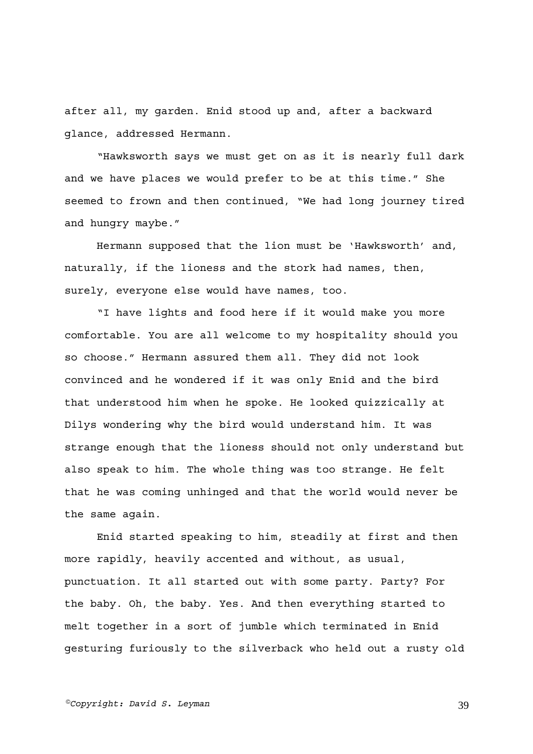after all, my garden. Enid stood up and, after a backward glance, addressed Hermann.

"Hawksworth says we must get on as it is nearly full dark and we have places we would prefer to be at this time." She seemed to frown and then continued, "We had long journey tired and hungry maybe."

Hermann supposed that the lion must be 'Hawksworth' and, naturally, if the lioness and the stork had names, then, surely, everyone else would have names, too.

"I have lights and food here if it would make you more comfortable. You are all welcome to my hospitality should you so choose." Hermann assured them all. They did not look convinced and he wondered if it was only Enid and the bird that understood him when he spoke. He looked quizzically at Dilys wondering why the bird would understand him. It was strange enough that the lioness should not only understand but also speak to him. The whole thing was too strange. He felt that he was coming unhinged and that the world would never be the same again.

Enid started speaking to him, steadily at first and then more rapidly, heavily accented and without, as usual, punctuation. It all started out with some party. Party? For the baby. Oh, the baby. Yes. And then everything started to melt together in a sort of jumble which terminated in Enid gesturing furiously to the silverback who held out a rusty old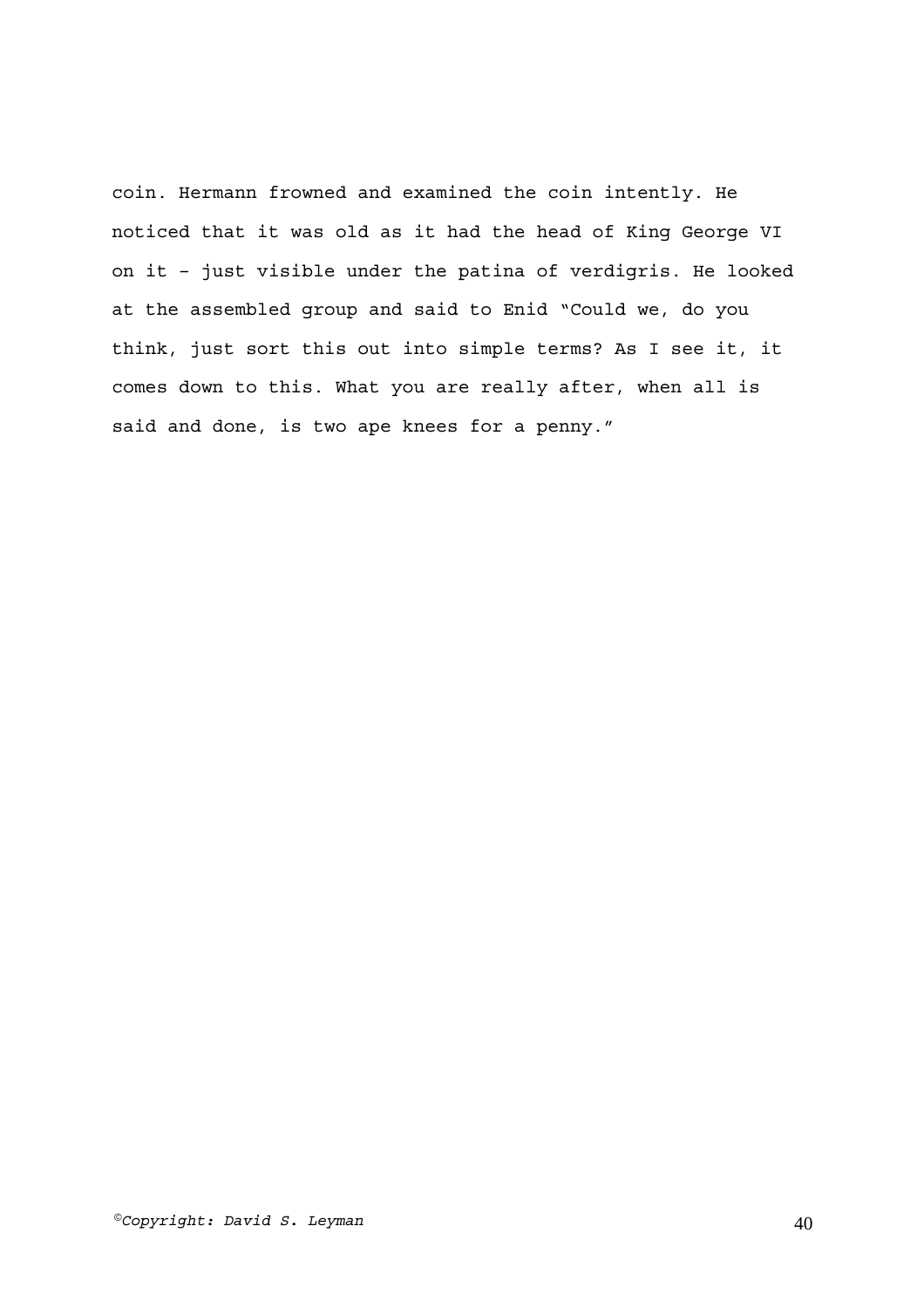coin. Hermann frowned and examined the coin intently. He noticed that it was old as it had the head of King George VI on it - just visible under the patina of verdigris. He looked at the assembled group and said to Enid "Could we, do you think, just sort this out into simple terms? As I see it, it comes down to this. What you are really after, when all is said and done, is two ape knees for a penny."